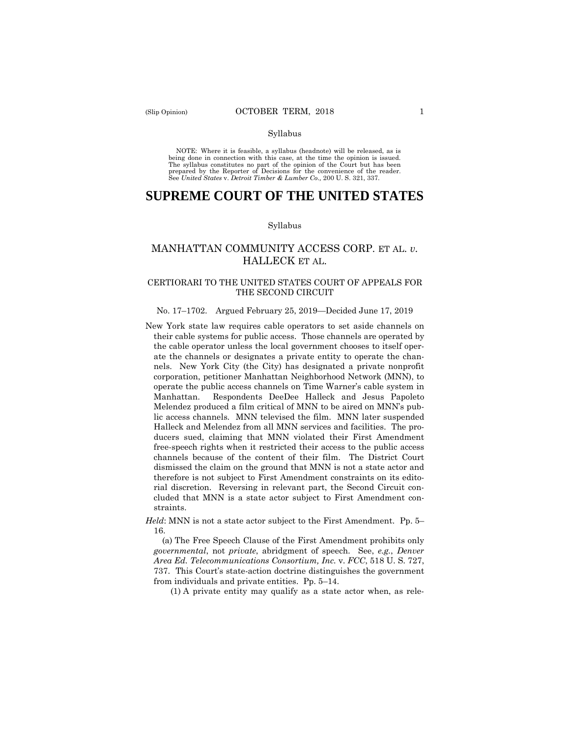Syllabus

NOTE: Where it is feasible, a syllabus (headnote) will be released, as is being done in connection with this case, at the time the opinion is issued. The syllabus constitutes no part of the opinion of the Court but has been prepared by the Reporter of Decisions for the convenience of the reader. See *United States* v. *Detroit Timber & Lumber Co.,* 200 U. S. 321, 337.

# SUPREME COURT OF THE UNITED STATES

Syllabus

## MANHATTAN COMMUNITY ACCESS CORP. ET AL. *v.* HALLECK ET AL.

### CERTIORARI TO THE UNITED STATES COURT OF APPEALS FOR THE SECOND CIRCUIT

No. 17–1702. Argued February 25, 2019—Decided June 17, 2019

New York state law requires cable operators to set aside channels on their cable systems for public access. Those channels are operated by the cable operator unless the local government chooses to itself operate the channels or designates a private entity to operate the channels. New York City (the City) has designated a private nonprofit corporation, petitioner Manhattan Neighborhood Network (MNN), to operate the public access channels on Time Warner's cable system in Manhattan. Respondents DeeDee Halleck and Jesus Papoleto Melendez produced a film critical of MNN to be aired on MNN's public access channels. MNN televised the film. MNN later suspended Halleck and Melendez from all MNN services and facilities. The producers sued, claiming that MNN violated their First Amendment free-speech rights when it restricted their access to the public access channels because of the content of their film. The District Court dismissed the claim on the ground that MNN is not a state actor and therefore is not subject to First Amendment constraints on its editorial discretion. Reversing in relevant part, the Second Circuit concluded that MNN is a state actor subject to First Amendment constraints.

*Held*: MNN is not a state actor subject to the First Amendment. Pp. 5–16.

(a) The Free Speech Clause of the First Amendment prohibits only *governmental*, not *private*, abridgment of speech. See, *e.g.*, *Denver Area Ed. Telecommunications Consortium, Inc.* v. *FCC*, 518 U. S. 727, 737. This Court's state-action doctrine distinguishes the government from individuals and private entities. Pp. 5–14.

(1) A private entity may qualify as a state actor when, as rele-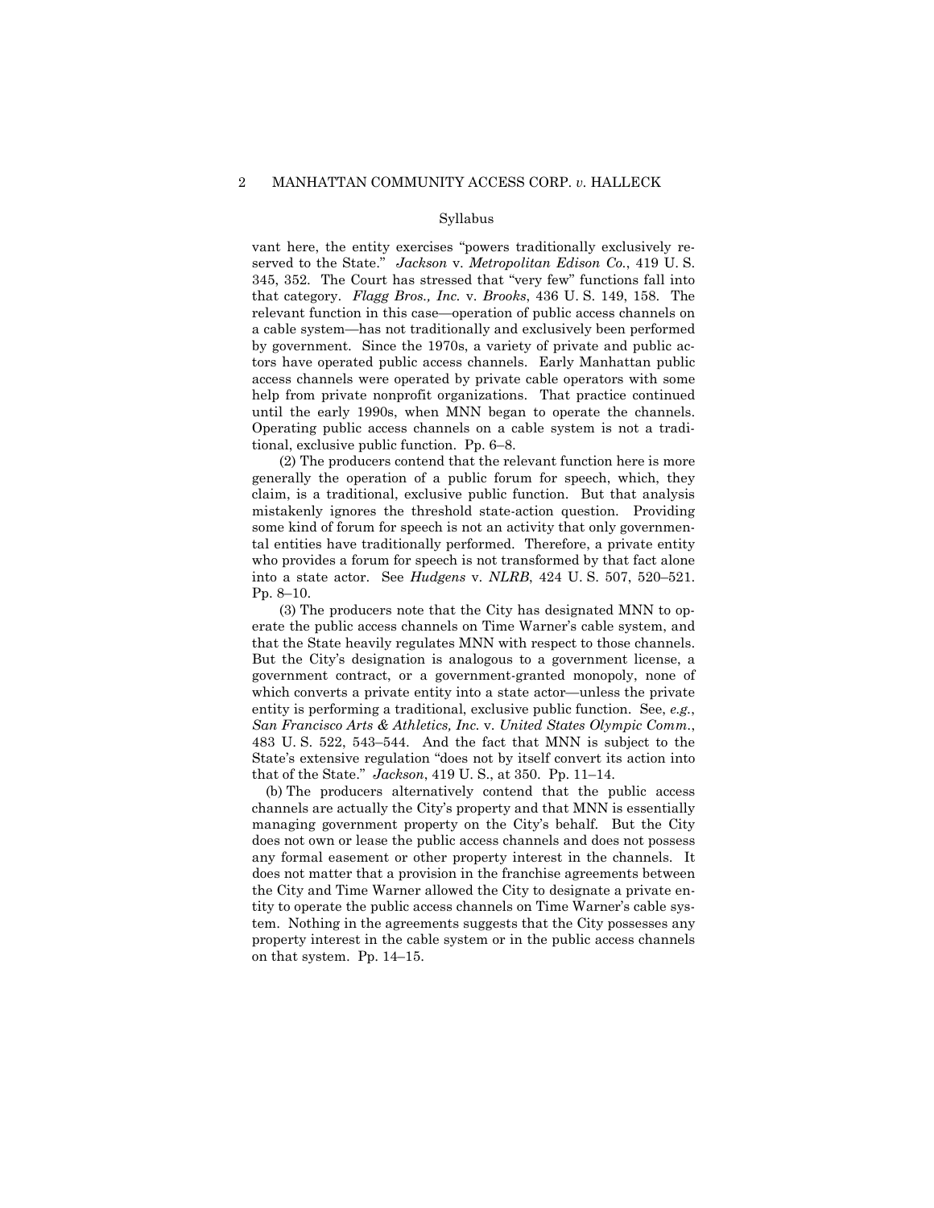vant here, the entity exercises "powers traditionally exclusively reserved to the State." *Jackson* v. *Metropolitan Edison Co.*, 419 U. S. 345, 352. The Court has stressed that "very few" functions fall into that category. *Flagg Bros., Inc.* v. *Brooks*, 436 U. S. 149, 158. The relevant function in this case—operation of public access channels on a cable system—has not traditionally and exclusively been performed by government. Since the 1970s, a variety of private and public actors have operated public access channels. Early Manhattan public access channels were operated by private cable operators with some help from private nonprofit organizations. That practice continued until the early 1990s, when MNN began to operate the channels. Operating public access channels on a cable system is not a traditional, exclusive public function. Pp. 6–8.

(2) The producers contend that the relevant function here is more generally the operation of a public forum for speech, which, they claim, is a traditional, exclusive public function. But that analysis mistakenly ignores the threshold state-action question. Providing some kind of forum for speech is not an activity that only governmental entities have traditionally performed. Therefore, a private entity who provides a forum for speech is not transformed by that fact alone into a state actor. See *Hudgens* v. *NLRB*, 424 U. S. 507, 520–521. Pp. 8–10.

(3) The producers note that the City has designated MNN to operate the public access channels on Time Warner's cable system, and that the State heavily regulates MNN with respect to those channels. But the City's designation is analogous to a government license, a government contract, or a government-granted monopoly, none of which converts a private entity into a state actor—unless the private entity is performing a traditional, exclusive public function. See, *e.g.*, *San Francisco Arts & Athletics, Inc.* v. *United States Olympic Comm.*, 483 U. S. 522, 543–544. And the fact that MNN is subject to the State's extensive regulation "does not by itself convert its action into that of the State." *Jackson*, 419 U. S., at 350. Pp. 11–14.

(b) The producers alternatively contend that the public access channels are actually the City's property and that MNN is essentially managing government property on the City's behalf. But the City does not own or lease the public access channels and does not possess any formal easement or other property interest in the channels. It does not matter that a provision in the franchise agreements between the City and Time Warner allowed the City to designate a private entity to operate the public access channels on Time Warner's cable system. Nothing in the agreements suggests that the City possesses any property interest in the cable system or in the public access channels on that system. Pp. 14–15.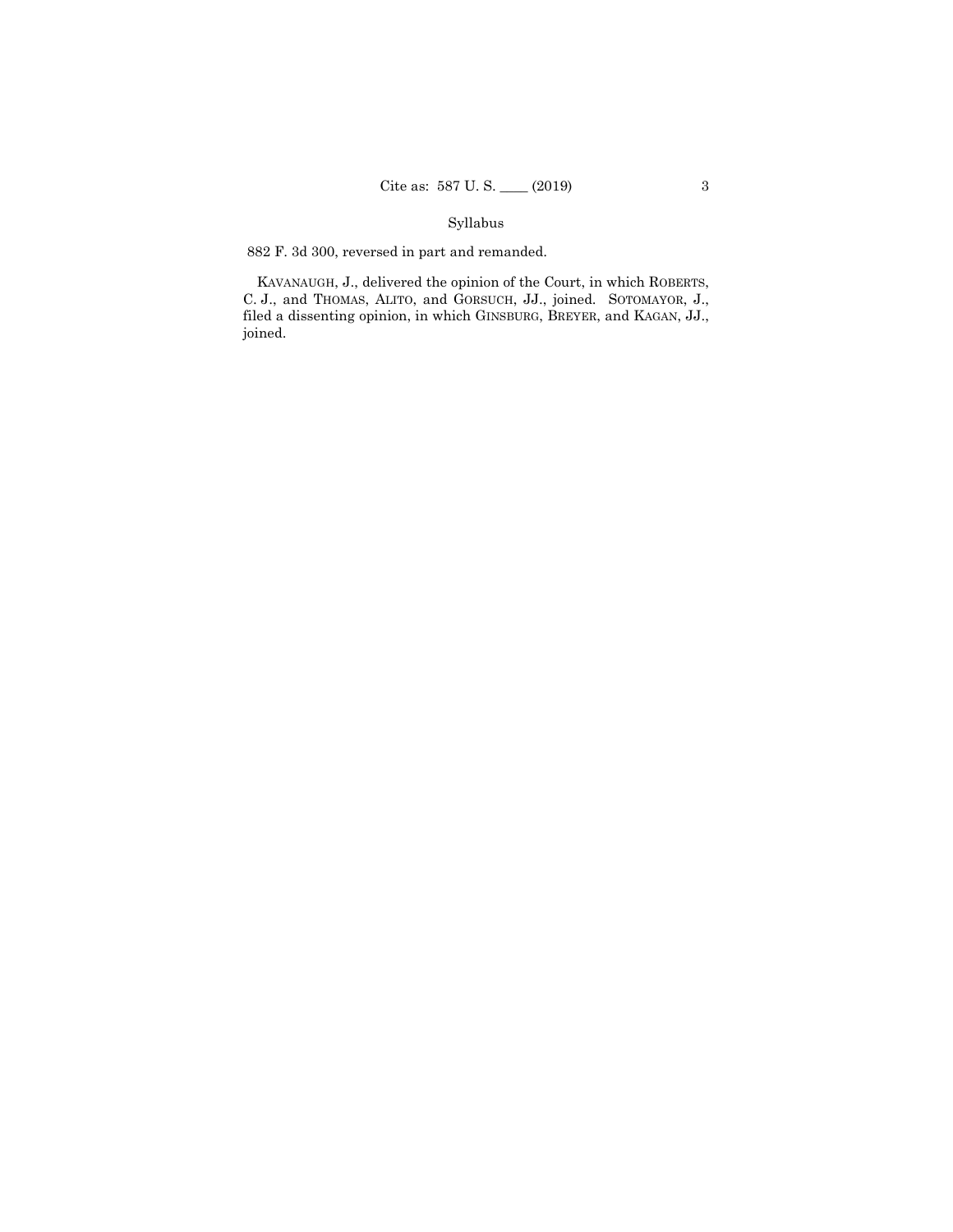882 F. 3d 300, reversed in part and remanded.

KAVANAUGH, J., delivered the opinion of the Court, in which ROBERTS, C. J., and THOMAS, ALITO, and GORSUCH, JJ., joined. SOTOMAYOR, J., filed a dissenting opinion, in which GINSBURG, BREYER, and KAGAN, JJ., joined.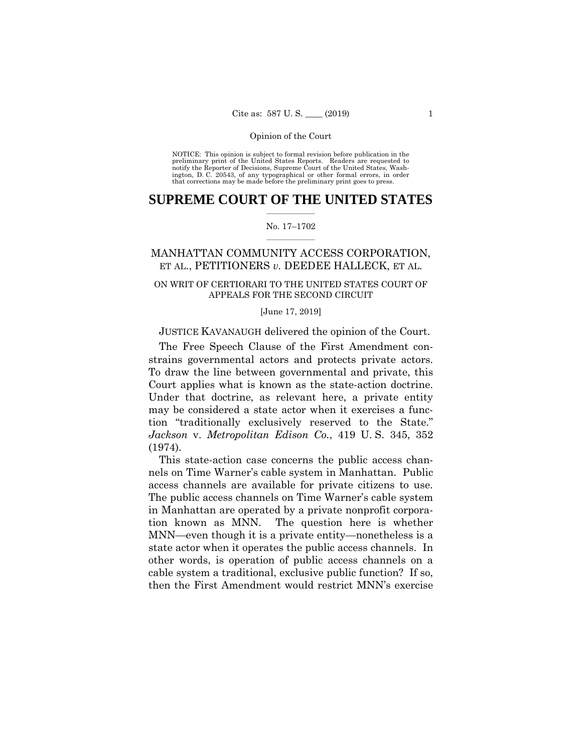Opinion of the Court

NOTICE: This opinion is subject to formal revision before publication in the preliminary print of the United States Reports. Readers are requested to notify the Reporter of Decisions, Supreme Court of the United States, Washington, D. C. 20543, of any typographical or other formal errors, in order that corrections may be made before the preliminary print goes to press.

# SUPREME COURT OF THE UNITED STATES

No. 17–1702

## MANHATTAN COMMUNITY ACCESS CORPORATION, ET AL., PETITIONERS *v.* DEEDEE HALLECK, ET AL.

ON WRIT OF CERTIORARI TO THE UNITED STATES COURT OF APPEALS FOR THE SECOND CIRCUIT

[June 17, 2019]

JUSTICE KAVANAUGH delivered the opinion of the Court.

The Free Speech Clause of the First Amendment constrains governmental actors and protects private actors. To draw the line between governmental and private, this Court applies what is known as the state-action doctrine. Under that doctrine, as relevant here, a private entity may be considered a state actor when it exercises a function "traditionally exclusively reserved to the State." *Jackson* v. *Metropolitan Edison Co.*, 419 U. S. 345, 352 (1974).

This state-action case concerns the public access channels on Time Warner's cable system in Manhattan. Public access channels are available for private citizens to use. The public access channels on Time Warner's cable system in Manhattan are operated by a private nonprofit corporation known as MNN. The question here is whether MNN—even though it is a private entity—nonetheless is a state actor when it operates the public access channels. In other words, is operation of public access channels on a cable system a traditional, exclusive public function? If so, then the First Amendment would restrict MNN's exercise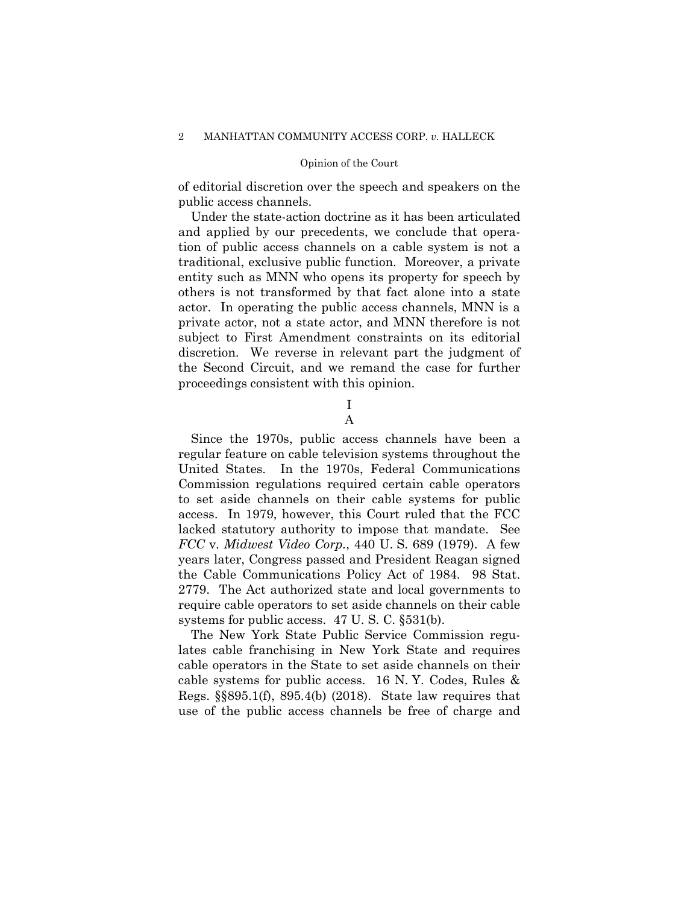of editorial discretion over the speech and speakers on the public access channels.

Under the state-action doctrine as it has been articulated and applied by our precedents, we conclude that operation of public access channels on a cable system is not a traditional, exclusive public function. Moreover, a private entity such as MNN who opens its property for speech by others is not transformed by that fact alone into a state actor. In operating the public access channels, MNN is a private actor, not a state actor, and MNN therefore is not subject to First Amendment constraints on its editorial discretion. We reverse in relevant part the judgment of the Second Circuit, and we remand the case for further proceedings consistent with this opinion.

# I

## A

Since the 1970s, public access channels have been a regular feature on cable television systems throughout the United States. In the 1970s, Federal Communications Commission regulations required certain cable operators to set aside channels on their cable systems for public access. In 1979, however, this Court ruled that the FCC lacked statutory authority to impose that mandate. See *FCC* v. *Midwest Video Corp.*, 440 U. S. 689 (1979). A few years later, Congress passed and President Reagan signed the Cable Communications Policy Act of 1984. 98 Stat. 2779. The Act authorized state and local governments to require cable operators to set aside channels on their cable systems for public access. 47 U. S. C. §531(b).

The New York State Public Service Commission regulates cable franchising in New York State and requires cable operators in the State to set aside channels on their cable systems for public access. 16 N. Y. Codes, Rules & Regs. §§895.1(f), 895.4(b) (2018). State law requires that use of the public access channels be free of charge and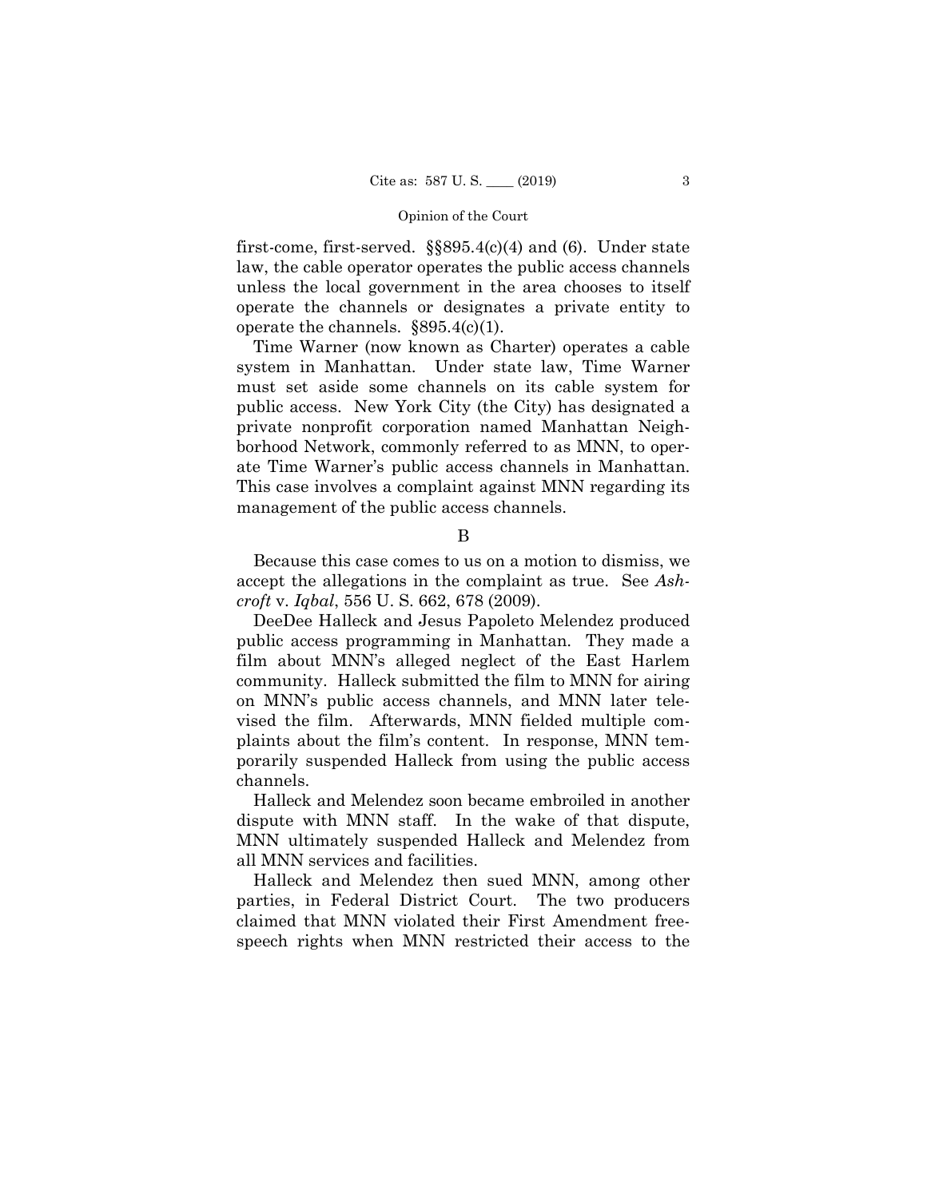first-come, first-served. §§895.4(c)(4) and (6). Under state law, the cable operator operates the public access channels unless the local government in the area chooses to itself operate the channels or designates a private entity to operate the channels. §895.4(c)(1).

Time Warner (now known as Charter) operates a cable system in Manhattan. Under state law, Time Warner must set aside some channels on its cable system for public access. New York City (the City) has designated a private nonprofit corporation named Manhattan Neighborhood Network, commonly referred to as MNN, to operate Time Warner's public access channels in Manhattan. This case involves a complaint against MNN regarding its management of the public access channels.

B

Because this case comes to us on a motion to dismiss, we accept the allegations in the complaint as true. See *Ashcroft* v. *Iqbal*, 556 U. S. 662, 678 (2009).

DeeDee Halleck and Jesus Papoleto Melendez produced public access programming in Manhattan. They made a film about MNN's alleged neglect of the East Harlem community. Halleck submitted the film to MNN for airing on MNN's public access channels, and MNN later televised the film. Afterwards, MNN fielded multiple complaints about the film's content. In response, MNN temporarily suspended Halleck from using the public access channels.

Halleck and Melendez soon became embroiled in another dispute with MNN staff. In the wake of that dispute, MNN ultimately suspended Halleck and Melendez from all MNN services and facilities.

Halleck and Melendez then sued MNN, among other parties, in Federal District Court. The two producers claimed that MNN violated their First Amendment free-speech rights when MNN restricted their access to the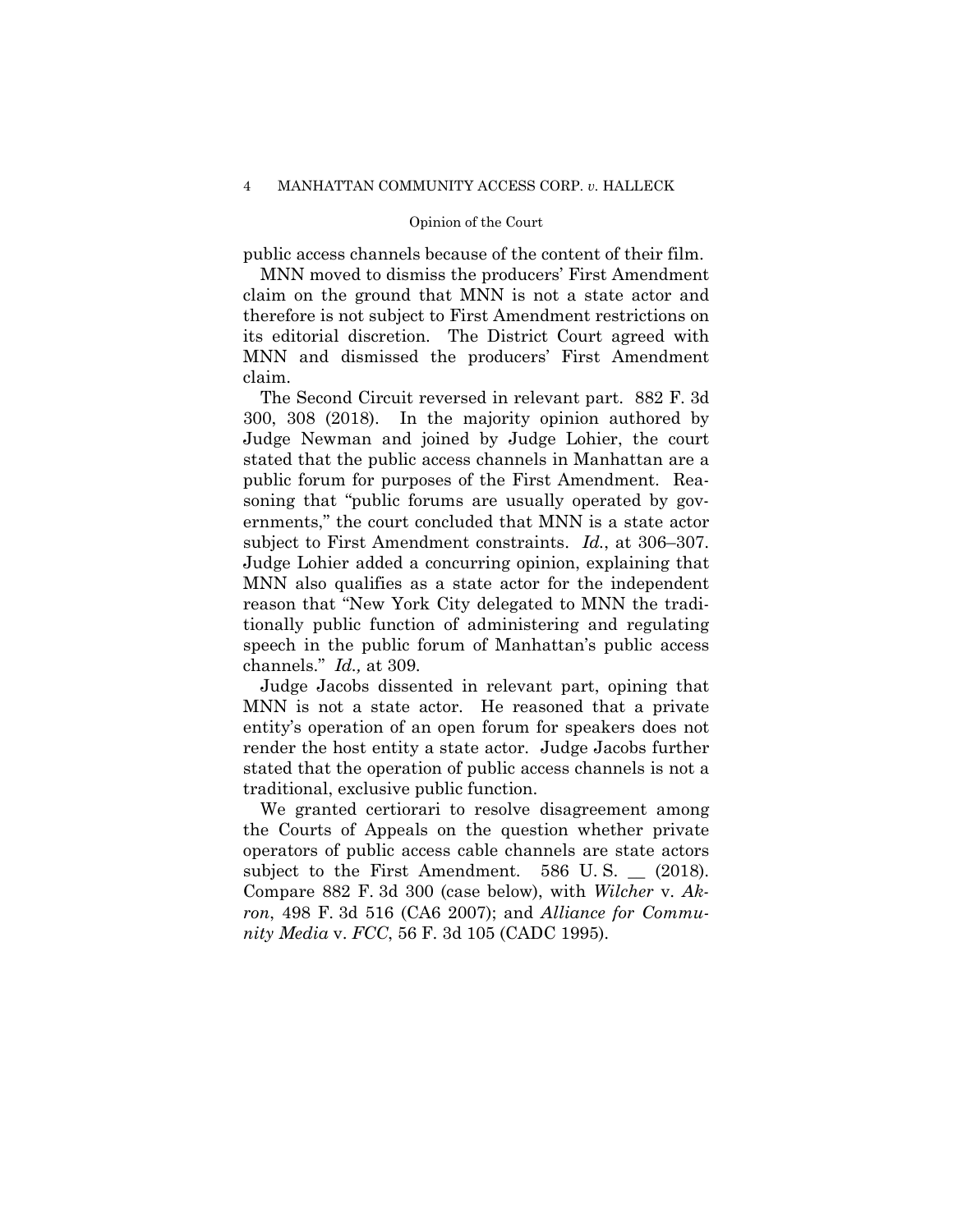public access channels because of the content of their film.

MNN moved to dismiss the producers' First Amendment claim on the ground that MNN is not a state actor and therefore is not subject to First Amendment restrictions on its editorial discretion. The District Court agreed with MNN and dismissed the producers' First Amendment claim.

The Second Circuit reversed in relevant part. 882 F. 3d 300, 308 (2018). In the majority opinion authored by Judge Newman and joined by Judge Lohier, the court stated that the public access channels in Manhattan are a public forum for purposes of the First Amendment. Reasoning that "public forums are usually operated by governments," the court concluded that MNN is a state actor subject to First Amendment constraints. *Id.*, at 306–307. Judge Lohier added a concurring opinion, explaining that MNN also qualifies as a state actor for the independent reason that "New York City delegated to MNN the traditionally public function of administering and regulating speech in the public forum of Manhattan's public access channels." *Id.,* at 309.

Judge Jacobs dissented in relevant part, opining that MNN is not a state actor. He reasoned that a private entity's operation of an open forum for speakers does not render the host entity a state actor. Judge Jacobs further stated that the operation of public access channels is not a traditional, exclusive public function.

We granted certiorari to resolve disagreement among the Courts of Appeals on the question whether private operators of public access cable channels are state actors subject to the First Amendment. 586 U. S. __ (2018). Compare 882 F. 3d 300 (case below), with *Wilcher* v. *Akron*, 498 F. 3d 516 (CA6 2007); and *Alliance for Community Media* v. *FCC*, 56 F. 3d 105 (CADC 1995).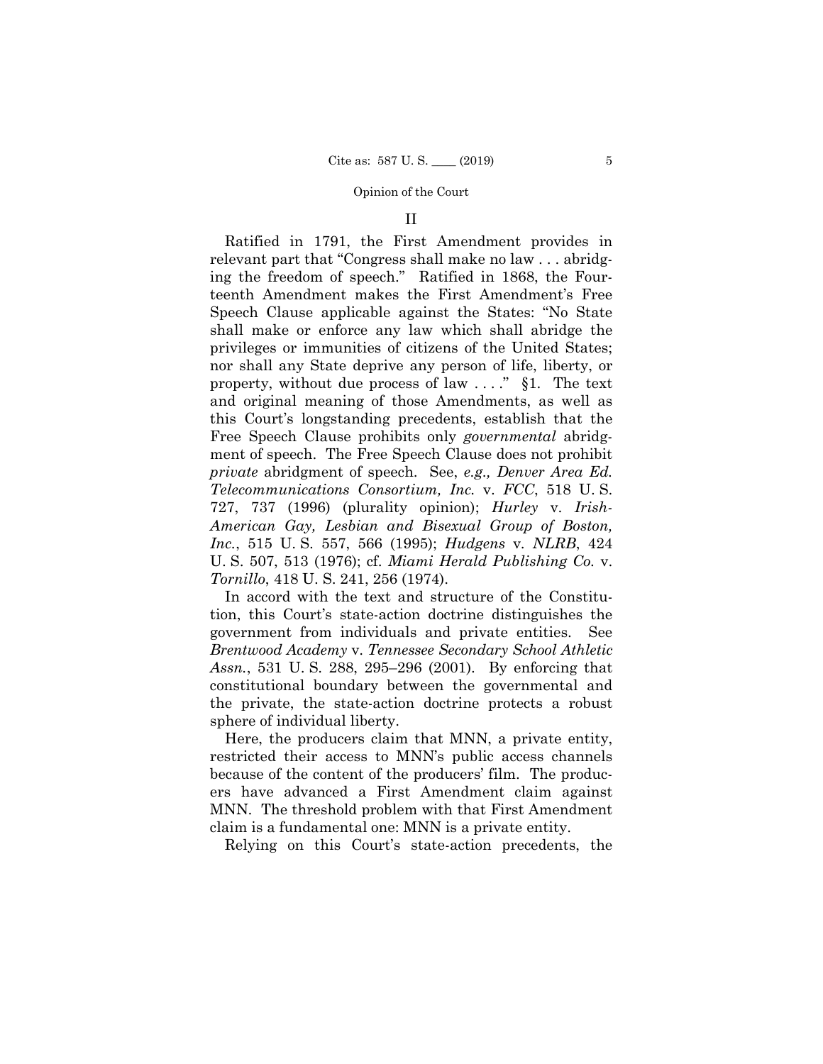## II

Ratified in 1791, the First Amendment provides in relevant part that "Congress shall make no law . . . abridging the freedom of speech." Ratified in 1868, the Fourteenth Amendment makes the First Amendment's Free Speech Clause applicable against the States: "No State shall make or enforce any law which shall abridge the privileges or immunities of citizens of the United States; nor shall any State deprive any person of life, liberty, or property, without due process of law . . . ." §1. The text and original meaning of those Amendments, as well as this Court's longstanding precedents, establish that the Free Speech Clause prohibits only *governmental* abridgment of speech. The Free Speech Clause does not prohibit *private* abridgment of speech. See, *e.g., Denver Area Ed. Telecommunications Consortium, Inc.* v. *FCC*, 518 U. S. 727, 737 (1996) (plurality opinion); *Hurley* v. *Irish-American Gay, Lesbian and Bisexual Group of Boston, Inc.*, 515 U. S. 557, 566 (1995); *Hudgens* v. *NLRB*, 424 U. S. 507, 513 (1976); cf. *Miami Herald Publishing Co.* v. *Tornillo*, 418 U. S. 241, 256 (1974).

In accord with the text and structure of the Constitution, this Court's state-action doctrine distinguishes the government from individuals and private entities. See *Brentwood Academy* v. *Tennessee Secondary School Athletic Assn.*, 531 U. S. 288, 295–296 (2001). By enforcing that constitutional boundary between the governmental and the private, the state-action doctrine protects a robust sphere of individual liberty.

Here, the producers claim that MNN, a private entity, restricted their access to MNN's public access channels because of the content of the producers' film. The producers have advanced a First Amendment claim against MNN. The threshold problem with that First Amendment claim is a fundamental one: MNN is a private entity.

Relying on this Court's state-action precedents, the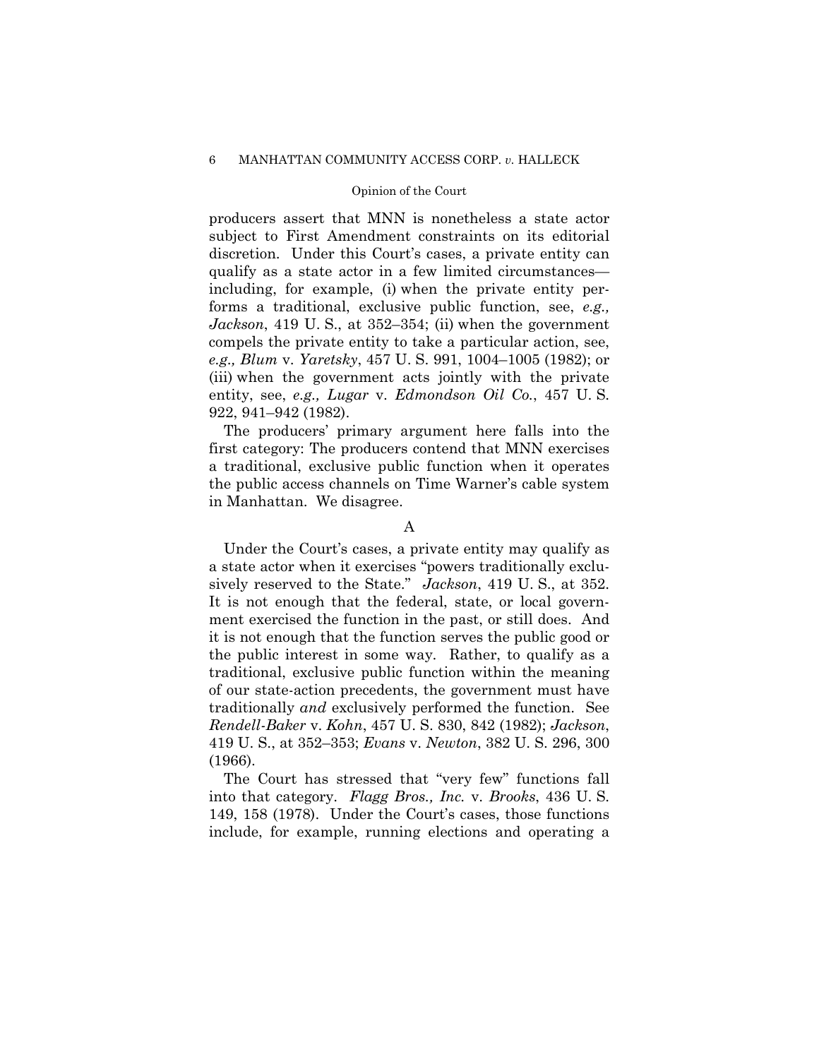producers assert that MNN is nonetheless a state actor subject to First Amendment constraints on its editorial discretion. Under this Court's cases, a private entity can qualify as a state actor in a few limited circumstances—including, for example, (i) when the private entity performs a traditional, exclusive public function, see, *e.g., Jackson*, 419 U. S., at 352–354; (ii) when the government compels the private entity to take a particular action, see, *e.g., Blum* v. *Yaretsky*, 457 U. S. 991, 1004–1005 (1982); or (iii) when the government acts jointly with the private entity, see, *e.g., Lugar* v. *Edmondson Oil Co.*, 457 U. S. 922, 941–942 (1982).

The producers' primary argument here falls into the first category: The producers contend that MNN exercises a traditional, exclusive public function when it operates the public access channels on Time Warner's cable system in Manhattan. We disagree.

## A

Under the Court's cases, a private entity may qualify as a state actor when it exercises "powers traditionally exclusively reserved to the State." *Jackson*, 419 U. S., at 352. It is not enough that the federal, state, or local government exercised the function in the past, or still does. And it is not enough that the function serves the public good or the public interest in some way. Rather, to qualify as a traditional, exclusive public function within the meaning of our state-action precedents, the government must have traditionally *and* exclusively performed the function. See *Rendell-Baker* v. *Kohn*, 457 U. S. 830, 842 (1982); *Jackson*, 419 U. S., at 352–353; *Evans* v. *Newton*, 382 U. S. 296, 300 (1966).

The Court has stressed that "very few" functions fall into that category. *Flagg Bros., Inc.* v. *Brooks*, 436 U. S. 149, 158 (1978). Under the Court's cases, those functions include, for example, running elections and operating a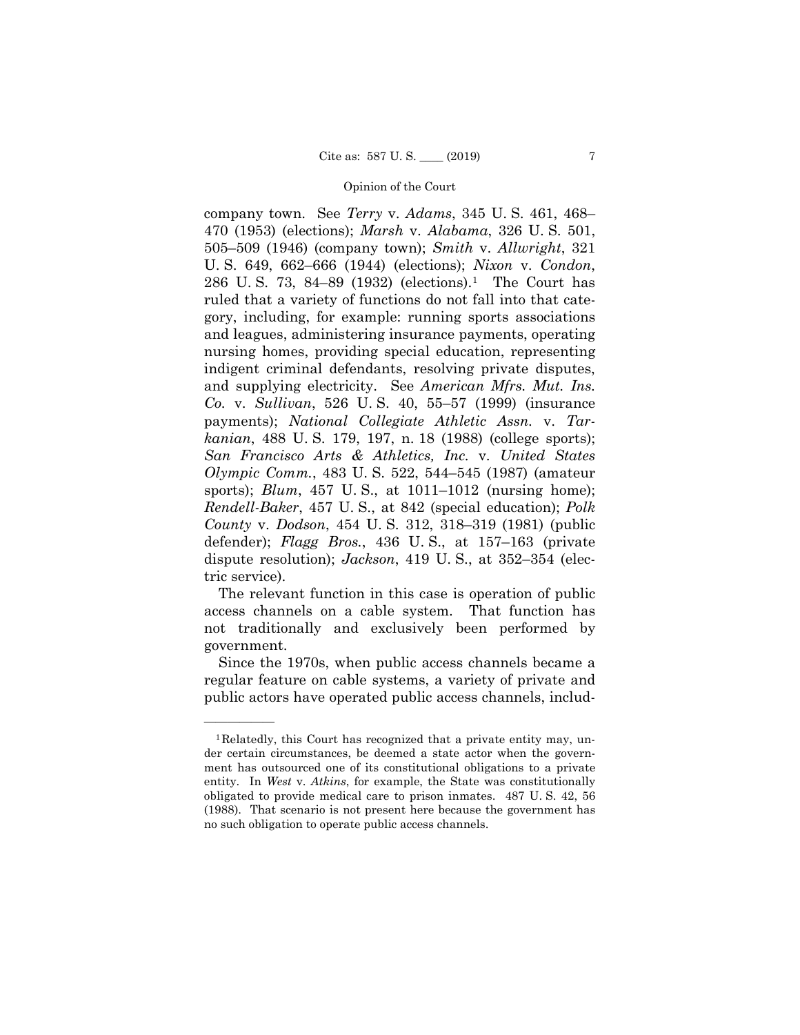company town. See *Terry* v. *Adams*, 345 U. S. 461, 468–470 (1953) (elections); *Marsh* v. *Alabama*, 326 U. S. 501, 505–509 (1946) (company town); *Smith* v. *Allwright*, 321 U. S. 649, 662–666 (1944) (elections); *Nixon* v. *Condon*, 286 U. S. 73, 84–89 (1932) (elections).[1] The Court has ruled that a variety of functions do not fall into that category, including, for example: running sports associations and leagues, administering insurance payments, operating nursing homes, providing special education, representing indigent criminal defendants, resolving private disputes, and supplying electricity. See *American Mfrs. Mut. Ins. Co.* v. *Sullivan*, 526 U. S. 40, 55–57 (1999) (insurance payments); *National Collegiate Athletic Assn.* v. *Tarkanian*, 488 U. S. 179, 197, n. 18 (1988) (college sports); *San Francisco Arts & Athletics, Inc.* v. *United States Olympic Comm.*, 483 U. S. 522, 544–545 (1987) (amateur sports); *Blum*, 457 U. S., at 1011–1012 (nursing home); *Rendell-Baker*, 457 U. S., at 842 (special education); *Polk County* v. *Dodson*, 454 U. S. 312, 318–319 (1981) (public defender); *Flagg Bros.*, 436 U. S., at 157–163 (private dispute resolution); *Jackson*, 419 U. S., at 352–354 (electric service).

The relevant function in this case is operation of public access channels on a cable system. That function has not traditionally and exclusively been performed by government.

Since the 1970s, when public access channels became a regular feature on cable systems, a variety of private and public actors have operated public access channels, includ-

---

[1] Relatedly, this Court has recognized that a private entity may, under certain circumstances, be deemed a state actor when the government has outsourced one of its constitutional obligations to a private entity. In *West* v. *Atkins*, for example, the State was constitutionally obligated to provide medical care to prison inmates. 487 U. S. 42, 56 (1988). That scenario is not present here because the government has no such obligation to operate public access channels.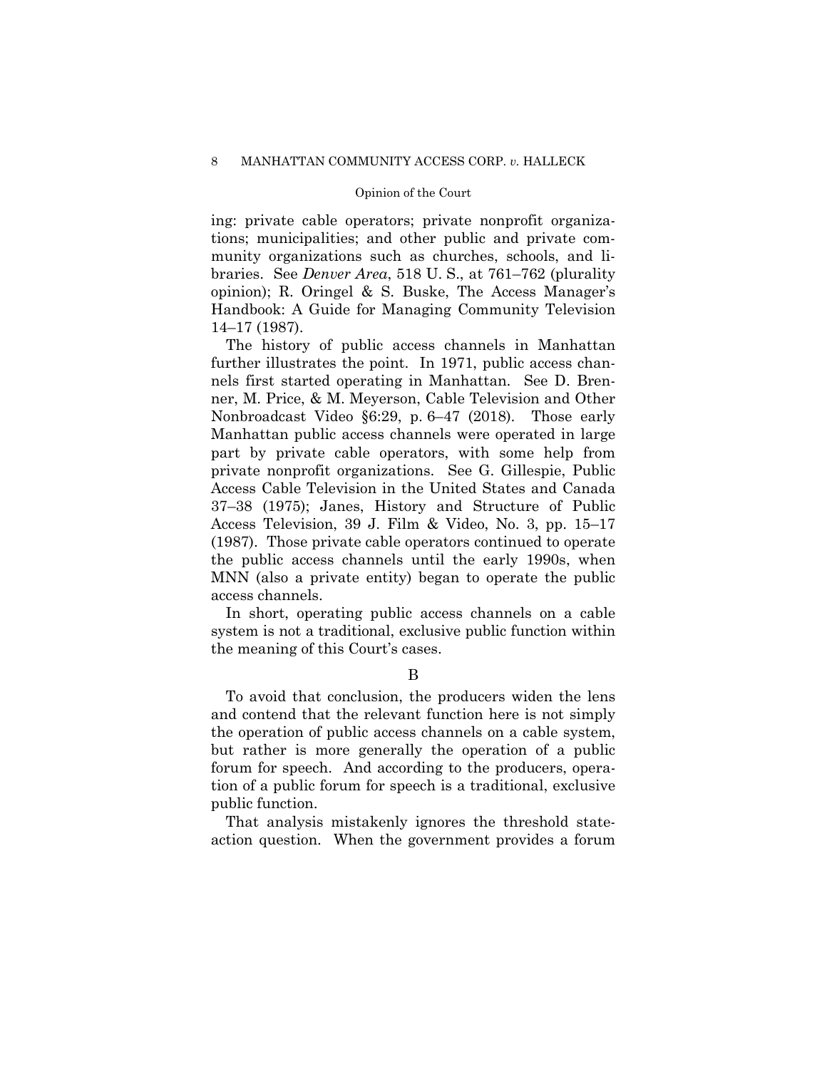ing: private cable operators; private nonprofit organizations; municipalities; and other public and private community organizations such as churches, schools, and libraries. See *Denver Area*, 518 U. S., at 761–762 (plurality opinion); R. Oringel & S. Buske, The Access Manager's Handbook: A Guide for Managing Community Television 14–17 (1987).

The history of public access channels in Manhattan further illustrates the point. In 1971, public access channels first started operating in Manhattan. See D. Brenner, M. Price, & M. Meyerson, Cable Television and Other Nonbroadcast Video §6:29, p. 6–47 (2018). Those early Manhattan public access channels were operated in large part by private cable operators, with some help from private nonprofit organizations. See G. Gillespie, Public Access Cable Television in the United States and Canada 37–38 (1975); Janes, History and Structure of Public Access Television, 39 J. Film & Video, No. 3, pp. 15–17 (1987). Those private cable operators continued to operate the public access channels until the early 1990s, when MNN (also a private entity) began to operate the public access channels.

In short, operating public access channels on a cable system is not a traditional, exclusive public function within the meaning of this Court's cases.

B

To avoid that conclusion, the producers widen the lens and contend that the relevant function here is not simply the operation of public access channels on a cable system, but rather is more generally the operation of a public forum for speech. And according to the producers, operation of a public forum for speech is a traditional, exclusive public function.

That analysis mistakenly ignores the threshold state-action question. When the government provides a forum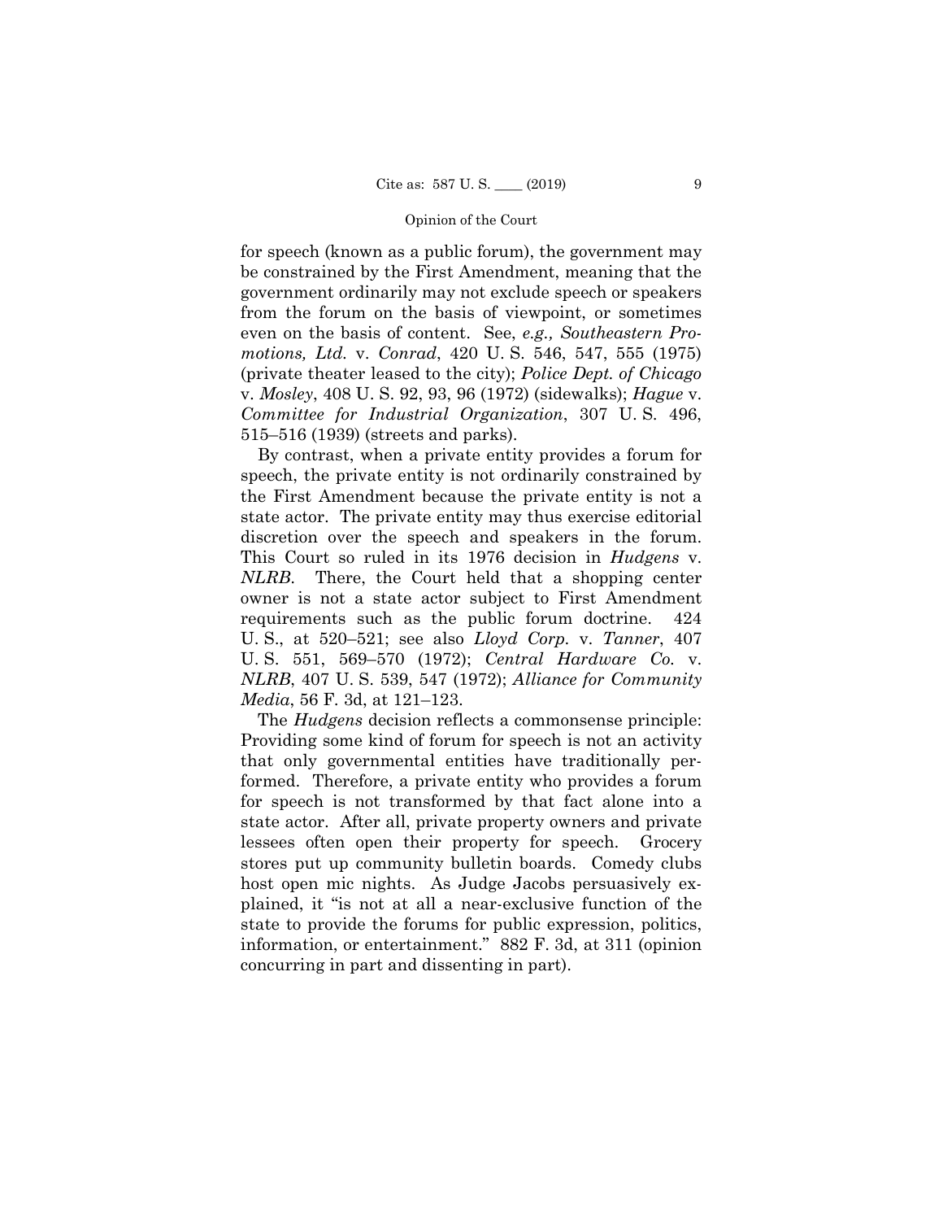for speech (known as a public forum), the government may be constrained by the First Amendment, meaning that the government ordinarily may not exclude speech or speakers from the forum on the basis of viewpoint, or sometimes even on the basis of content. See, *e.g., Southeastern Promotions, Ltd.* v. *Conrad*, 420 U. S. 546, 547, 555 (1975) (private theater leased to the city); *Police Dept. of Chicago* v. *Mosley*, 408 U. S. 92, 93, 96 (1972) (sidewalks); *Hague* v. *Committee for Industrial Organization*, 307 U. S. 496, 515–516 (1939) (streets and parks).

By contrast, when a private entity provides a forum for speech, the private entity is not ordinarily constrained by the First Amendment because the private entity is not a state actor. The private entity may thus exercise editorial discretion over the speech and speakers in the forum. This Court so ruled in its 1976 decision in *Hudgens* v. *NLRB*. There, the Court held that a shopping center owner is not a state actor subject to First Amendment requirements such as the public forum doctrine. 424 U. S., at 520–521; see also *Lloyd Corp.* v. *Tanner*, 407 U. S. 551, 569–570 (1972); *Central Hardware Co.* v. *NLRB*, 407 U. S. 539, 547 (1972); *Alliance for Community Media*, 56 F. 3d, at 121–123.

The *Hudgens* decision reflects a commonsense principle: Providing some kind of forum for speech is not an activity that only governmental entities have traditionally performed. Therefore, a private entity who provides a forum for speech is not transformed by that fact alone into a state actor. After all, private property owners and private lessees often open their property for speech. Grocery stores put up community bulletin boards. Comedy clubs host open mic nights. As Judge Jacobs persuasively explained, it "is not at all a near-exclusive function of the state to provide the forums for public expression, politics, information, or entertainment." 882 F. 3d, at 311 (opinion concurring in part and dissenting in part).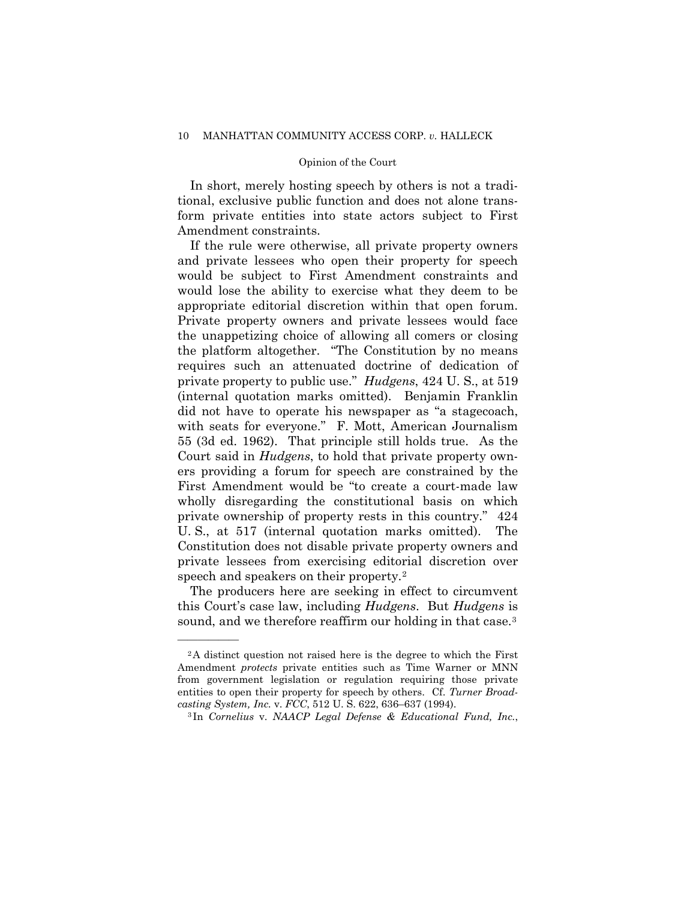In short, merely hosting speech by others is not a traditional, exclusive public function and does not alone transform private entities into state actors subject to First Amendment constraints.

If the rule were otherwise, all private property owners and private lessees who open their property for speech would be subject to First Amendment constraints and would lose the ability to exercise what they deem to be appropriate editorial discretion within that open forum. Private property owners and private lessees would face the unappetizing choice of allowing all comers or closing the platform altogether. "The Constitution by no means requires such an attenuated doctrine of dedication of private property to public use." *Hudgens*, 424 U. S., at 519 (internal quotation marks omitted). Benjamin Franklin did not have to operate his newspaper as "a stagecoach, with seats for everyone." F. Mott, American Journalism 55 (3d ed. 1962). That principle still holds true. As the Court said in *Hudgens*, to hold that private property owners providing a forum for speech are constrained by the First Amendment would be "to create a court-made law wholly disregarding the constitutional basis on which private ownership of property rests in this country." 424 U. S., at 517 (internal quotation marks omitted). The Constitution does not disable private property owners and private lessees from exercising editorial discretion over speech and speakers on their property.[2]

The producers here are seeking in effect to circumvent this Court's case law, including *Hudgens*. But *Hudgens* is sound, and we therefore reaffirm our holding in that case.[3]

---

[2] A distinct question not raised here is the degree to which the First Amendment *protects* private entities such as Time Warner or MNN from government legislation or regulation requiring those private entities to open their property for speech by others. Cf. *Turner Broadcasting System, Inc.* v. *FCC*, 512 U. S. 622, 636–637 (1994).

[3] In *Cornelius* v. *NAACP Legal Defense & Educational Fund, Inc.*,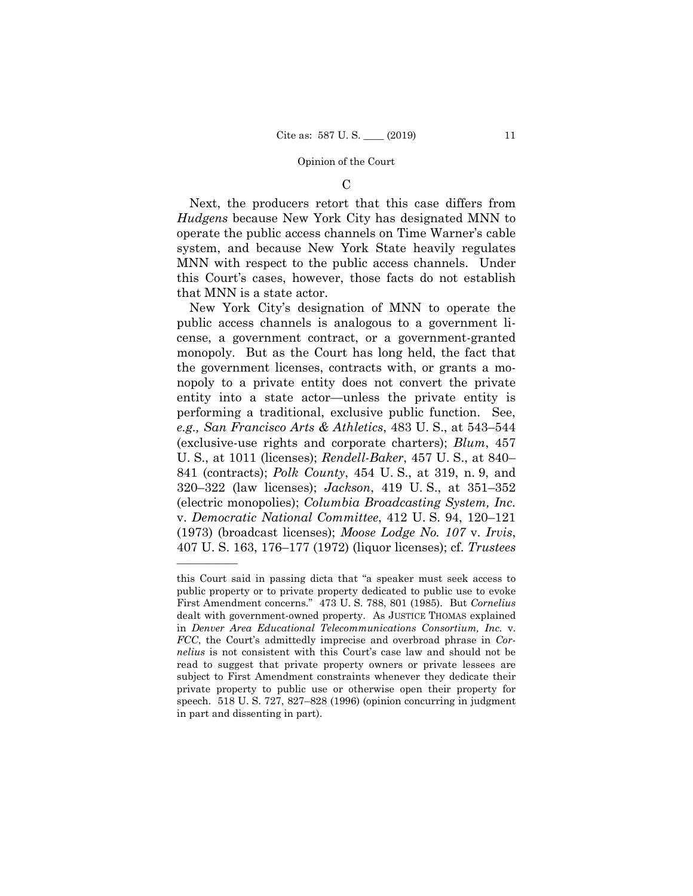### C

Next, the producers retort that this case differs from *Hudgens* because New York City has designated MNN to operate the public access channels on Time Warner's cable system, and because New York State heavily regulates MNN with respect to the public access channels. Under this Court's cases, however, those facts do not establish that MNN is a state actor.

New York City's designation of MNN to operate the public access channels is analogous to a government license, a government contract, or a government-granted monopoly. But as the Court has long held, the fact that the government licenses, contracts with, or grants a monopoly to a private entity does not convert the private entity into a state actor—unless the private entity is performing a traditional, exclusive public function. See, *e.g., San Francisco Arts & Athletics*, 483 U. S., at 543–544 (exclusive-use rights and corporate charters); *Blum*, 457 U. S., at 1011 (licenses); *Rendell-Baker*, 457 U. S., at 840–841 (contracts); *Polk County*, 454 U. S., at 319, n. 9, and 320–322 (law licenses); *Jackson*, 419 U. S., at 351–352 (electric monopolies); *Columbia Broadcasting System, Inc.* v. *Democratic National Committee*, 412 U. S. 94, 120–121 (1973) (broadcast licenses); *Moose Lodge No. 107* v. *Irvis*, 407 U. S. 163, 176–177 (1972) (liquor licenses); cf. *Trustees*

---

this Court said in passing dicta that "a speaker must seek access to public property or to private property dedicated to public use to evoke First Amendment concerns." 473 U. S. 788, 801 (1985). But *Cornelius* dealt with government-owned property. As JUSTICE THOMAS explained in *Denver Area Educational Telecommunications Consortium, Inc.* v. *FCC*, the Court's admittedly imprecise and overbroad phrase in *Cornelius* is not consistent with this Court's case law and should not be read to suggest that private property owners or private lessees are subject to First Amendment constraints whenever they dedicate their private property to public use or otherwise open their property for speech. 518 U. S. 727, 827–828 (1996) (opinion concurring in judgment in part and dissenting in part).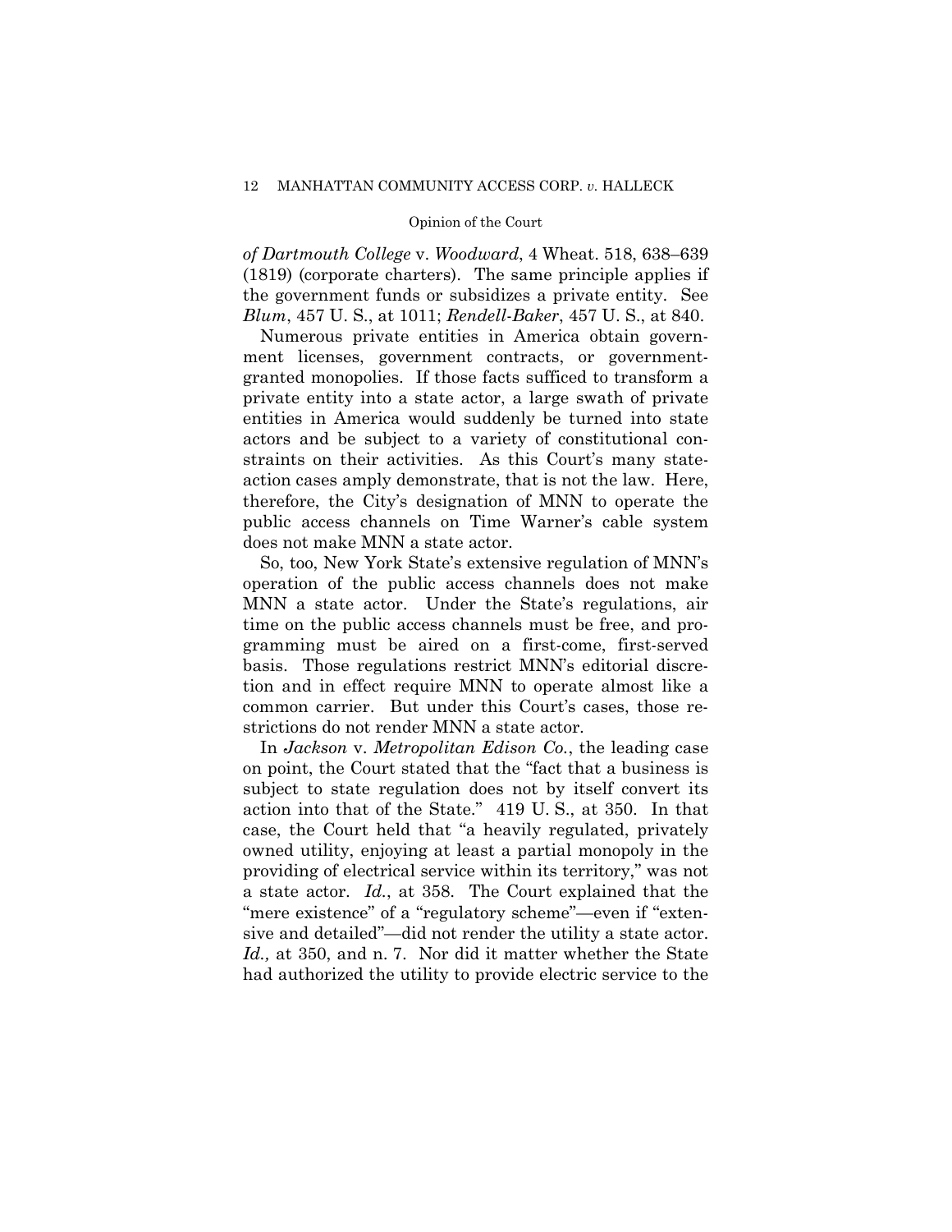*of Dartmouth College* v. *Woodward*, 4 Wheat. 518, 638–639 (1819) (corporate charters). The same principle applies if the government funds or subsidizes a private entity. See *Blum*, 457 U. S., at 1011; *Rendell-Baker*, 457 U. S., at 840.

Numerous private entities in America obtain government licenses, government contracts, or government-granted monopolies. If those facts sufficed to transform a private entity into a state actor, a large swath of private entities in America would suddenly be turned into state actors and be subject to a variety of constitutional constraints on their activities. As this Court's many state-action cases amply demonstrate, that is not the law. Here, therefore, the City's designation of MNN to operate the public access channels on Time Warner's cable system does not make MNN a state actor.

So, too, New York State's extensive regulation of MNN's operation of the public access channels does not make MNN a state actor. Under the State's regulations, air time on the public access channels must be free, and programming must be aired on a first-come, first-served basis. Those regulations restrict MNN's editorial discretion and in effect require MNN to operate almost like a common carrier. But under this Court's cases, those restrictions do not render MNN a state actor.

In *Jackson* v. *Metropolitan Edison Co.*, the leading case on point, the Court stated that the "fact that a business is subject to state regulation does not by itself convert its action into that of the State." 419 U. S., at 350. In that case, the Court held that "a heavily regulated, privately owned utility, enjoying at least a partial monopoly in the providing of electrical service within its territory," was not a state actor. *Id.*, at 358. The Court explained that the "mere existence" of a "regulatory scheme"—even if "extensive and detailed"—did not render the utility a state actor. *Id.,* at 350, and n. 7. Nor did it matter whether the State had authorized the utility to provide electric service to the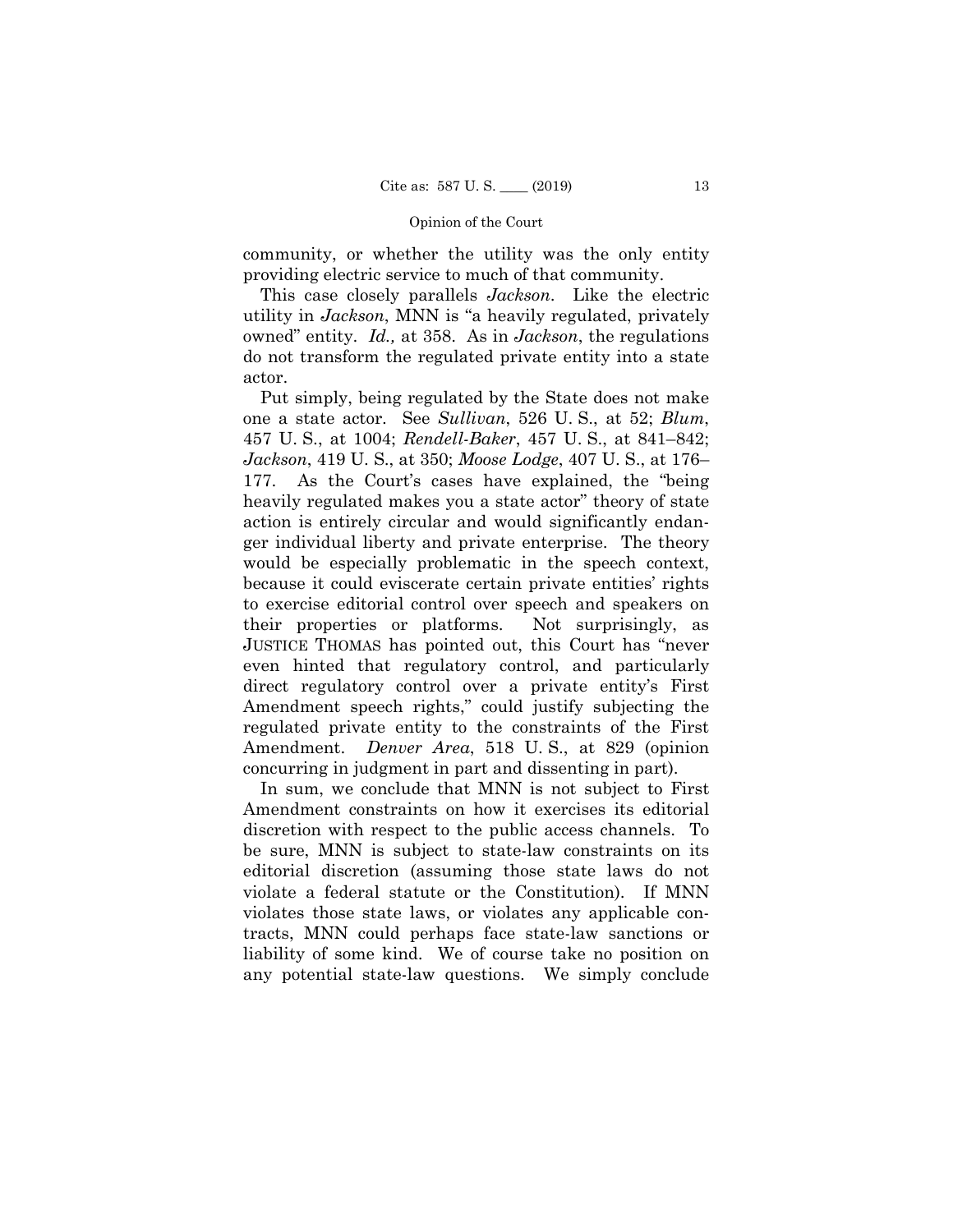community, or whether the utility was the only entity providing electric service to much of that community.

This case closely parallels *Jackson*. Like the electric utility in *Jackson*, MNN is "a heavily regulated, privately owned" entity. *Id.,* at 358. As in *Jackson*, the regulations do not transform the regulated private entity into a state actor.

Put simply, being regulated by the State does not make one a state actor. See *Sullivan*, 526 U. S., at 52; *Blum*, 457 U. S., at 1004; *Rendell-Baker*, 457 U. S., at 841–842; *Jackson*, 419 U. S., at 350; *Moose Lodge*, 407 U. S., at 176–177. As the Court's cases have explained, the "being heavily regulated makes you a state actor" theory of state action is entirely circular and would significantly endanger individual liberty and private enterprise. The theory would be especially problematic in the speech context, because it could eviscerate certain private entities' rights to exercise editorial control over speech and speakers on their properties or platforms. Not surprisingly, as JUSTICE THOMAS has pointed out, this Court has "never even hinted that regulatory control, and particularly direct regulatory control over a private entity's First Amendment speech rights," could justify subjecting the regulated private entity to the constraints of the First Amendment. *Denver Area*, 518 U. S., at 829 (opinion concurring in judgment in part and dissenting in part).

In sum, we conclude that MNN is not subject to First Amendment constraints on how it exercises its editorial discretion with respect to the public access channels. To be sure, MNN is subject to state-law constraints on its editorial discretion (assuming those state laws do not violate a federal statute or the Constitution). If MNN violates those state laws, or violates any applicable contracts, MNN could perhaps face state-law sanctions or liability of some kind. We of course take no position on any potential state-law questions. We simply conclude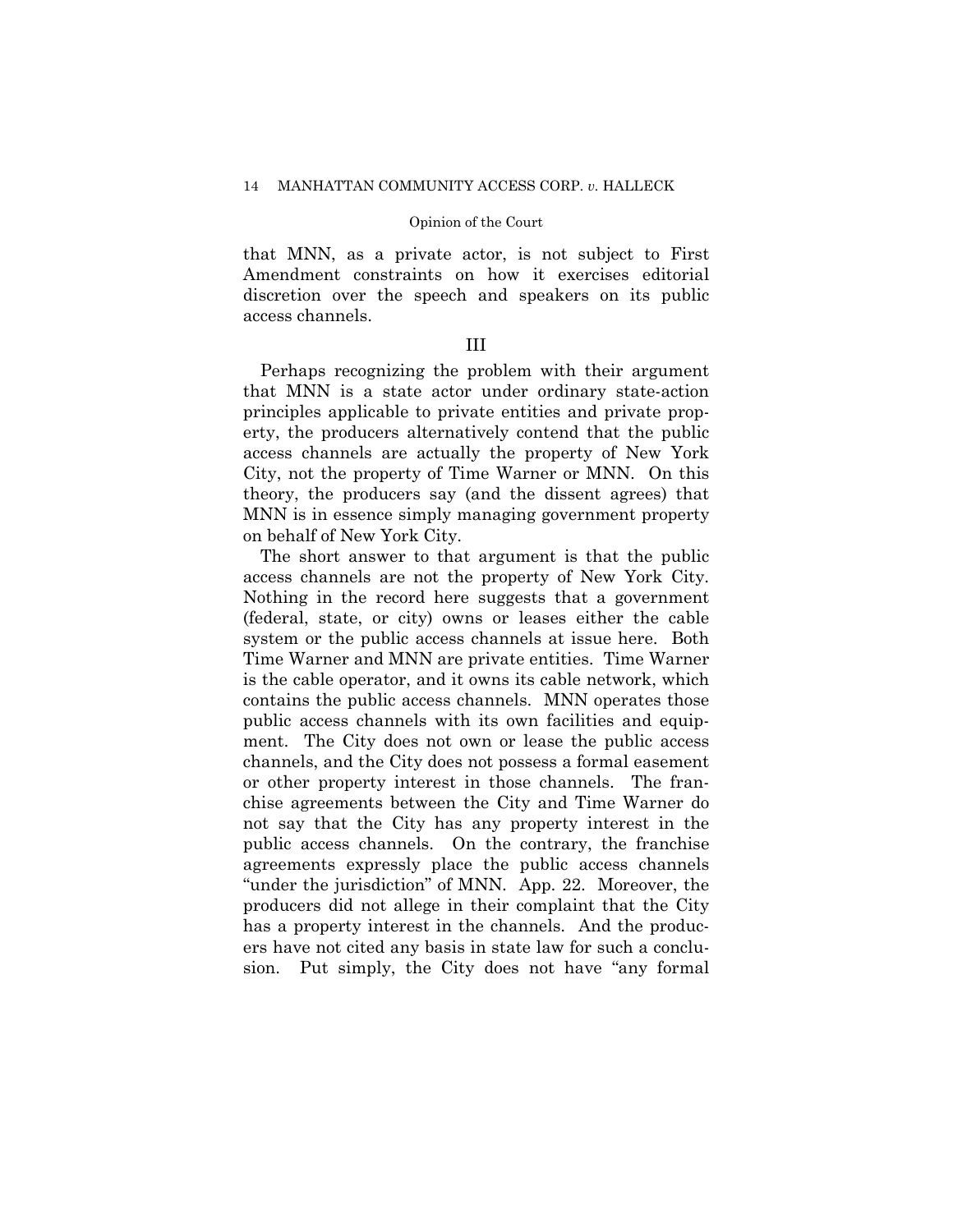that MNN, as a private actor, is not subject to First Amendment constraints on how it exercises editorial discretion over the speech and speakers on its public access channels.

## III

Perhaps recognizing the problem with their argument that MNN is a state actor under ordinary state-action principles applicable to private entities and private property, the producers alternatively contend that the public access channels are actually the property of New York City, not the property of Time Warner or MNN. On this theory, the producers say (and the dissent agrees) that MNN is in essence simply managing government property on behalf of New York City.

The short answer to that argument is that the public access channels are not the property of New York City. Nothing in the record here suggests that a government (federal, state, or city) owns or leases either the cable system or the public access channels at issue here. Both Time Warner and MNN are private entities. Time Warner is the cable operator, and it owns its cable network, which contains the public access channels. MNN operates those public access channels with its own facilities and equipment. The City does not own or lease the public access channels, and the City does not possess a formal easement or other property interest in those channels. The franchise agreements between the City and Time Warner do not say that the City has any property interest in the public access channels. On the contrary, the franchise agreements expressly place the public access channels "under the jurisdiction" of MNN. App. 22. Moreover, the producers did not allege in their complaint that the City has a property interest in the channels. And the producers have not cited any basis in state law for such a conclusion. Put simply, the City does not have "any formal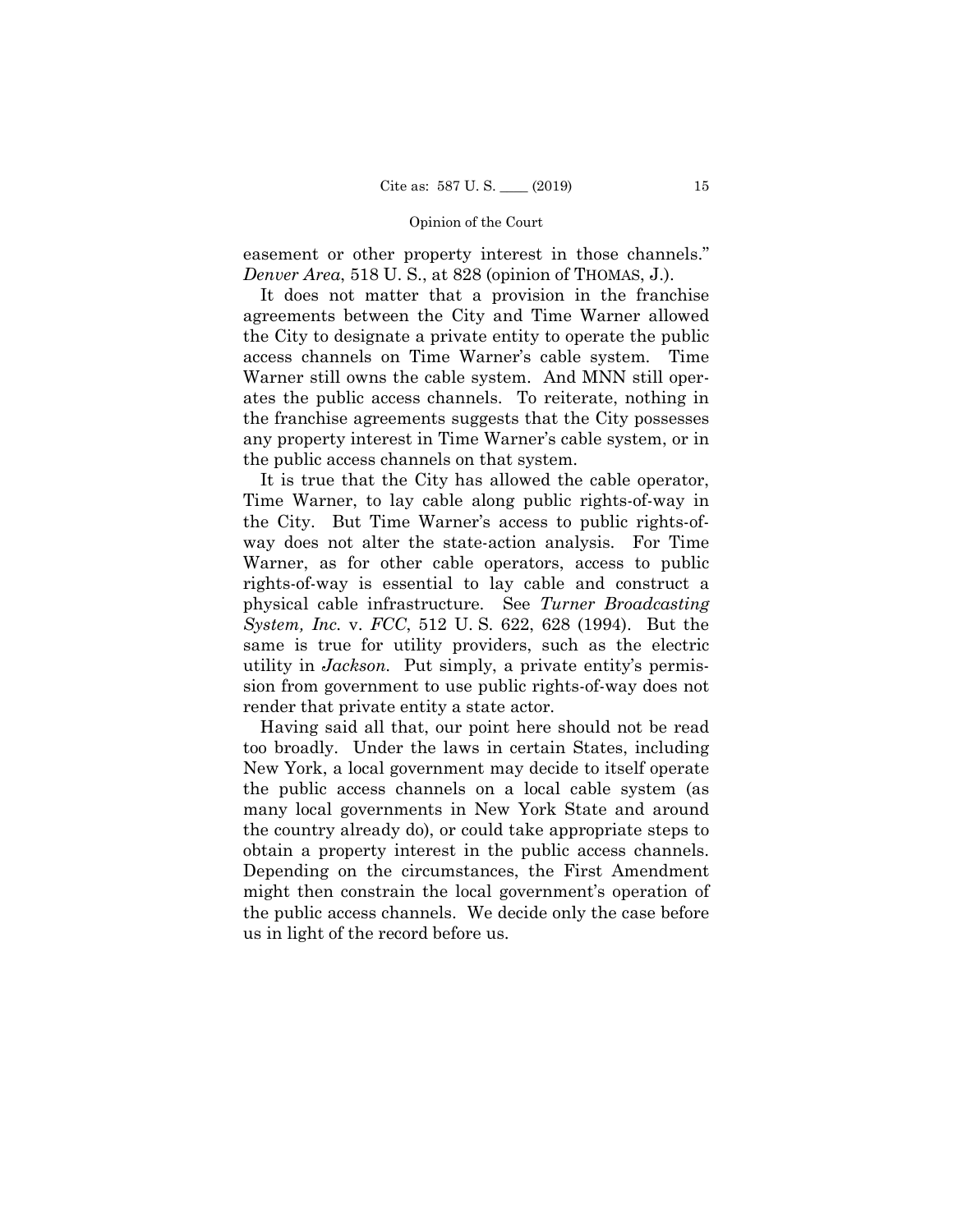easement or other property interest in those channels." *Denver Area*, 518 U. S., at 828 (opinion of THOMAS, J.).

It does not matter that a provision in the franchise agreements between the City and Time Warner allowed the City to designate a private entity to operate the public access channels on Time Warner's cable system. Time Warner still owns the cable system. And MNN still operates the public access channels. To reiterate, nothing in the franchise agreements suggests that the City possesses any property interest in Time Warner's cable system, or in the public access channels on that system.

It is true that the City has allowed the cable operator, Time Warner, to lay cable along public rights-of-way in the City. But Time Warner's access to public rights-of-way does not alter the state-action analysis. For Time Warner, as for other cable operators, access to public rights-of-way is essential to lay cable and construct a physical cable infrastructure. See *Turner Broadcasting System, Inc.* v. *FCC*, 512 U. S. 622, 628 (1994). But the same is true for utility providers, such as the electric utility in *Jackson*. Put simply, a private entity's permission from government to use public rights-of-way does not render that private entity a state actor.

Having said all that, our point here should not be read too broadly. Under the laws in certain States, including New York, a local government may decide to itself operate the public access channels on a local cable system (as many local governments in New York State and around the country already do), or could take appropriate steps to obtain a property interest in the public access channels. Depending on the circumstances, the First Amendment might then constrain the local government's operation of the public access channels. We decide only the case before us in light of the record before us.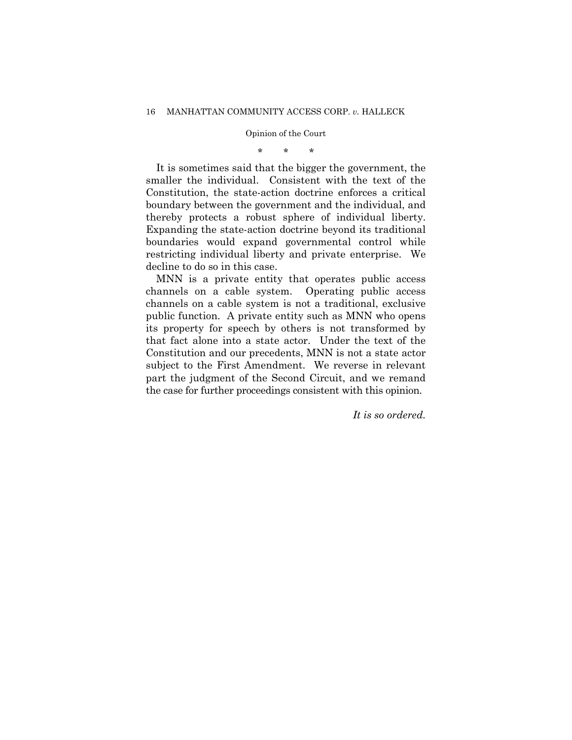\*   \*   \*

It is sometimes said that the bigger the government, the smaller the individual. Consistent with the text of the Constitution, the state-action doctrine enforces a critical boundary between the government and the individual, and thereby protects a robust sphere of individual liberty. Expanding the state-action doctrine beyond its traditional boundaries would expand governmental control while restricting individual liberty and private enterprise. We decline to do so in this case.

MNN is a private entity that operates public access channels on a cable system. Operating public access channels on a cable system is not a traditional, exclusive public function. A private entity such as MNN who opens its property for speech by others is not transformed by that fact alone into a state actor. Under the text of the Constitution and our precedents, MNN is not a state actor subject to the First Amendment. We reverse in relevant part the judgment of the Second Circuit, and we remand the case for further proceedings consistent with this opinion.

*It is so ordered.*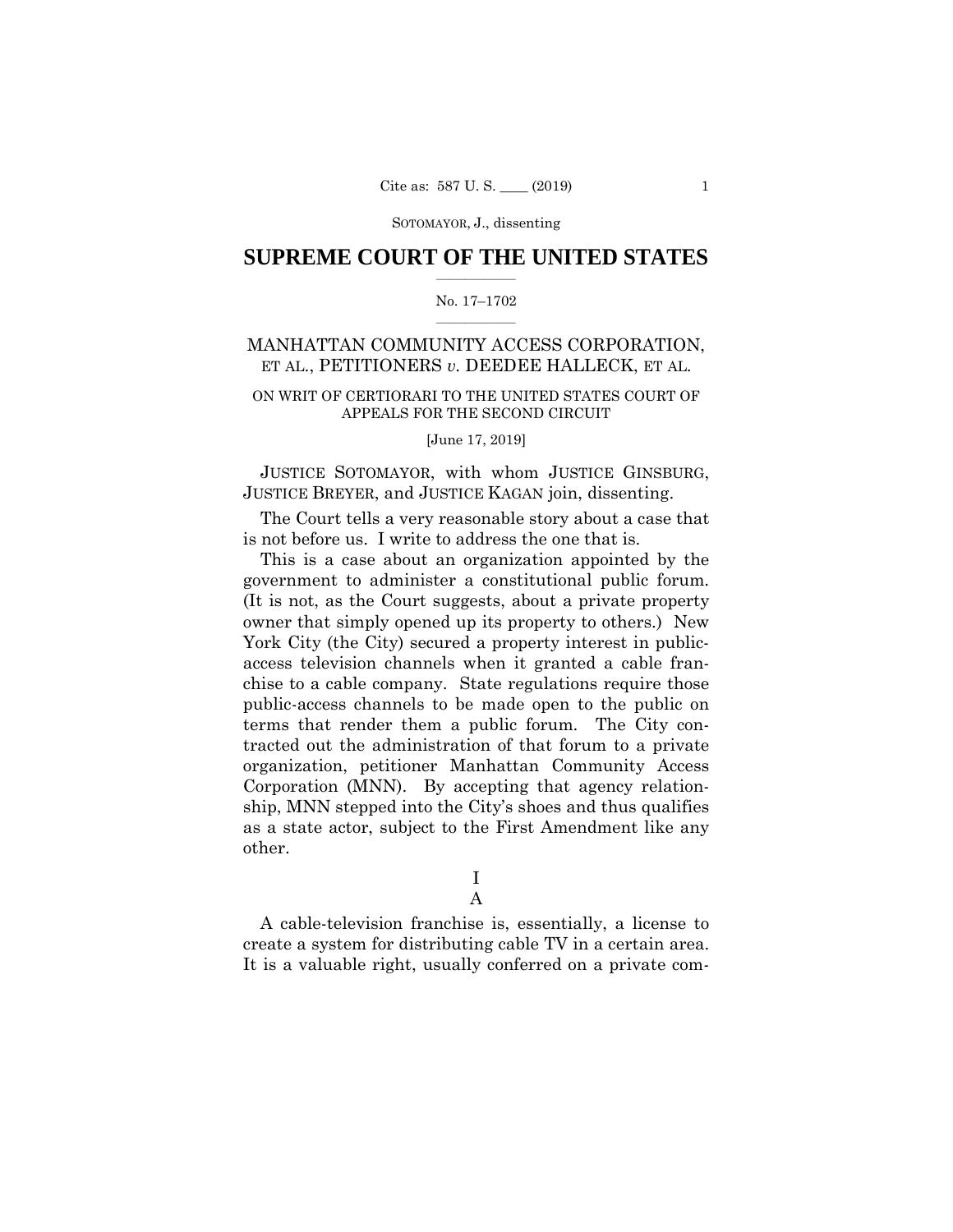SOTOMAYOR, J., dissenting

# SUPREME COURT OF THE UNITED STATES

No. 17–1702

MANHATTAN COMMUNITY ACCESS CORPORATION, ET AL., PETITIONERS *v.* DEEDEE HALLECK, ET AL.

ON WRIT OF CERTIORARI TO THE UNITED STATES COURT OF APPEALS FOR THE SECOND CIRCUIT

[June 17, 2019]

JUSTICE SOTOMAYOR, with whom JUSTICE GINSBURG, JUSTICE BREYER, and JUSTICE KAGAN join, dissenting.

The Court tells a very reasonable story about a case that is not before us. I write to address the one that is.

This is a case about an organization appointed by the government to administer a constitutional public forum. (It is not, as the Court suggests, about a private property owner that simply opened up its property to others.) New York City (the City) secured a property interest in public-access television channels when it granted a cable franchise to a cable company. State regulations require those public-access channels to be made open to the public on terms that render them a public forum. The City contracted out the administration of that forum to a private organization, petitioner Manhattan Community Access Corporation (MNN). By accepting that agency relationship, MNN stepped into the City's shoes and thus qualifies as a state actor, subject to the First Amendment like any other.

## I

### A

A cable-television franchise is, essentially, a license to create a system for distributing cable TV in a certain area. It is a valuable right, usually conferred on a private com-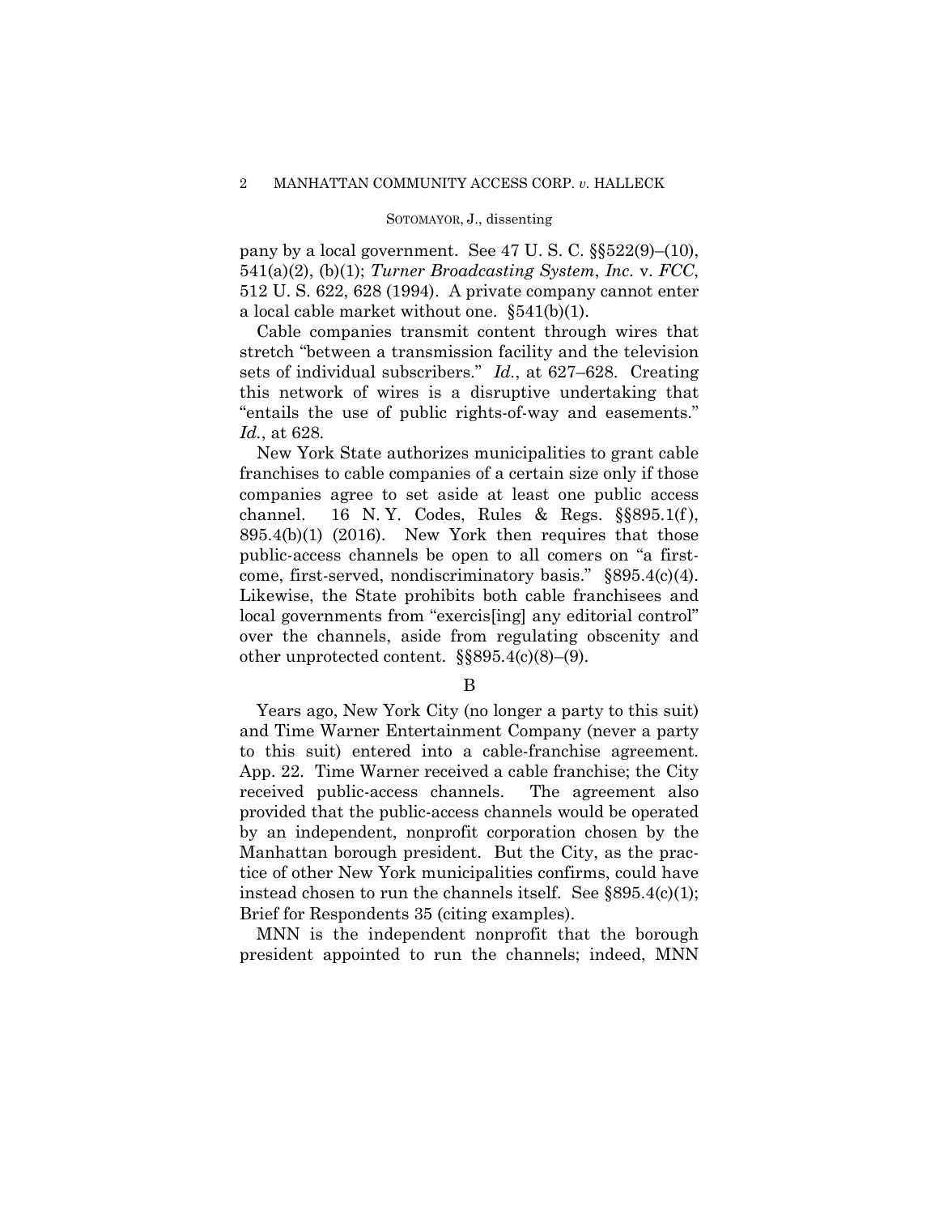pany by a local government. See 47 U. S. C. §§522(9)–(10), 541(a)(2), (b)(1); *Turner Broadcasting System, Inc.* v. *FCC*, 512 U. S. 622, 628 (1994). A private company cannot enter a local cable market without one. §541(b)(1).

Cable companies transmit content through wires that stretch "between a transmission facility and the television sets of individual subscribers." *Id.*, at 627–628. Creating this network of wires is a disruptive undertaking that "entails the use of public rights-of-way and easements." *Id.*, at 628.

New York State authorizes municipalities to grant cable franchises to cable companies of a certain size only if those companies agree to set aside at least one public access channel. 16 N. Y. Codes, Rules & Regs. §§895.1(f), 895.4(b)(1) (2016). New York then requires that those public-access channels be open to all comers on "a first-come, first-served, nondiscriminatory basis." §895.4(c)(4). Likewise, the State prohibits both cable franchisees and local governments from "exercis[ing] any editorial control" over the channels, aside from regulating obscenity and other unprotected content. §§895.4(c)(8)–(9).

B

Years ago, New York City (no longer a party to this suit) and Time Warner Entertainment Company (never a party to this suit) entered into a cable-franchise agreement. App. 22. Time Warner received a cable franchise; the City received public-access channels. The agreement also provided that the public-access channels would be operated by an independent, nonprofit corporation chosen by the Manhattan borough president. But the City, as the practice of other New York municipalities confirms, could have instead chosen to run the channels itself. See §895.4(c)(1); Brief for Respondents 35 (citing examples).

MNN is the independent nonprofit that the borough president appointed to run the channels; indeed, MNN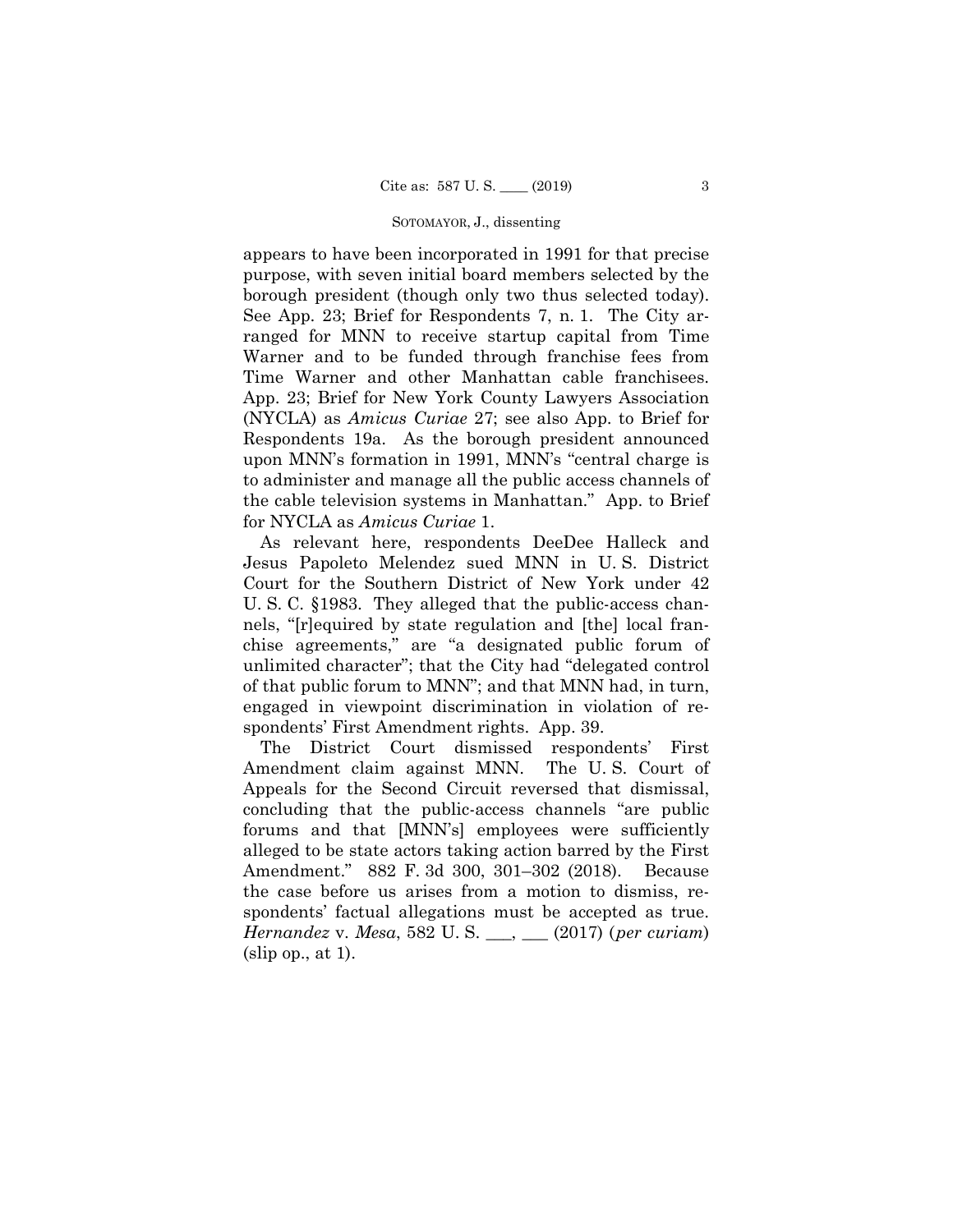appears to have been incorporated in 1991 for that precise purpose, with seven initial board members selected by the borough president (though only two thus selected today). See App. 23; Brief for Respondents 7, n. 1. The City arranged for MNN to receive startup capital from Time Warner and to be funded through franchise fees from Time Warner and other Manhattan cable franchisees. App. 23; Brief for New York County Lawyers Association (NYCLA) as *Amicus Curiae* 27; see also App. to Brief for Respondents 19a. As the borough president announced upon MNN's formation in 1991, MNN's "central charge is to administer and manage all the public access channels of the cable television systems in Manhattan." App. to Brief for NYCLA as *Amicus Curiae* 1.

As relevant here, respondents DeeDee Halleck and Jesus Papoleto Melendez sued MNN in U. S. District Court for the Southern District of New York under 42 U. S. C. §1983. They alleged that the public-access channels, "[r]equired by state regulation and [the] local franchise agreements," are "a designated public forum of unlimited character"; that the City had "delegated control of that public forum to MNN"; and that MNN had, in turn, engaged in viewpoint discrimination in violation of respondents' First Amendment rights. App. 39.

The District Court dismissed respondents' First Amendment claim against MNN. The U. S. Court of Appeals for the Second Circuit reversed that dismissal, concluding that the public-access channels "are public forums and that [MNN's] employees were sufficiently alleged to be state actors taking action barred by the First Amendment." 882 F. 3d 300, 301–302 (2018). Because the case before us arises from a motion to dismiss, respondents' factual allegations must be accepted as true. *Hernandez* v. *Mesa*, 582 U. S. \_\_\_, \_\_\_ (2017) (*per curiam*) (slip op., at 1).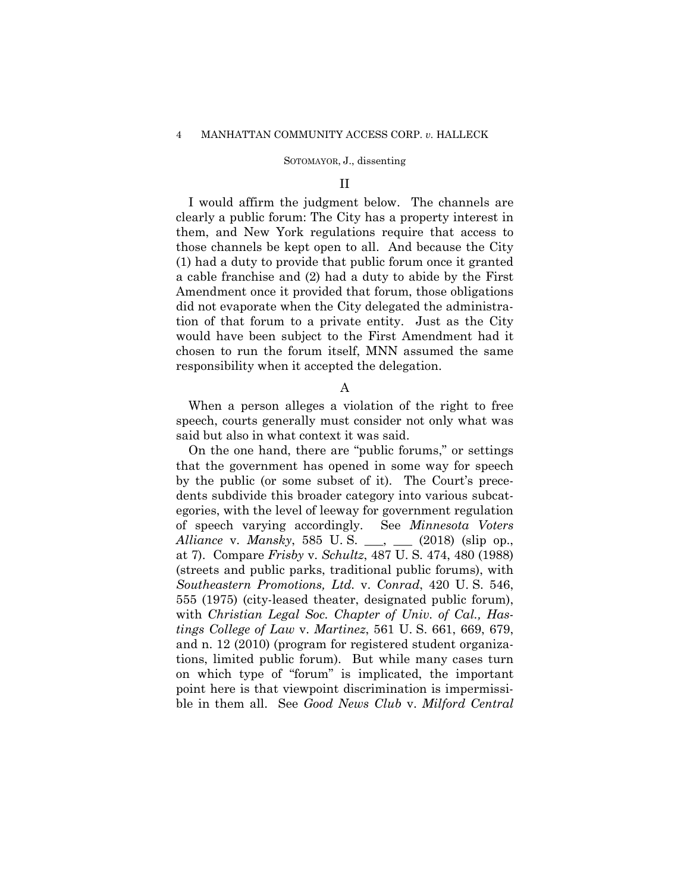## II

I would affirm the judgment below. The channels are clearly a public forum: The City has a property interest in them, and New York regulations require that access to those channels be kept open to all. And because the City (1) had a duty to provide that public forum once it granted a cable franchise and (2) had a duty to abide by the First Amendment once it provided that forum, those obligations did not evaporate when the City delegated the administration of that forum to a private entity. Just as the City would have been subject to the First Amendment had it chosen to run the forum itself, MNN assumed the same responsibility when it accepted the delegation.

### A

When a person alleges a violation of the right to free speech, courts generally must consider not only what was said but also in what context it was said.

On the one hand, there are "public forums," or settings that the government has opened in some way for speech by the public (or some subset of it). The Court's precedents subdivide this broader category into various subcategories, with the level of leeway for government regulation of speech varying accordingly. See *Minnesota Voters Alliance* v. *Mansky*, 585 U. S. ___, ___ (2018) (slip op., at 7). Compare *Frisby* v. *Schultz*, 487 U. S. 474, 480 (1988) (streets and public parks, traditional public forums), with *Southeastern Promotions, Ltd.* v. *Conrad*, 420 U. S. 546, 555 (1975) (city-leased theater, designated public forum), with *Christian Legal Soc. Chapter of Univ. of Cal., Hastings College of Law* v. *Martinez*, 561 U. S. 661, 669, 679, and n. 12 (2010) (program for registered student organizations, limited public forum). But while many cases turn on which type of "forum" is implicated, the important point here is that viewpoint discrimination is impermissible in them all. See *Good News Club* v. *Milford Central*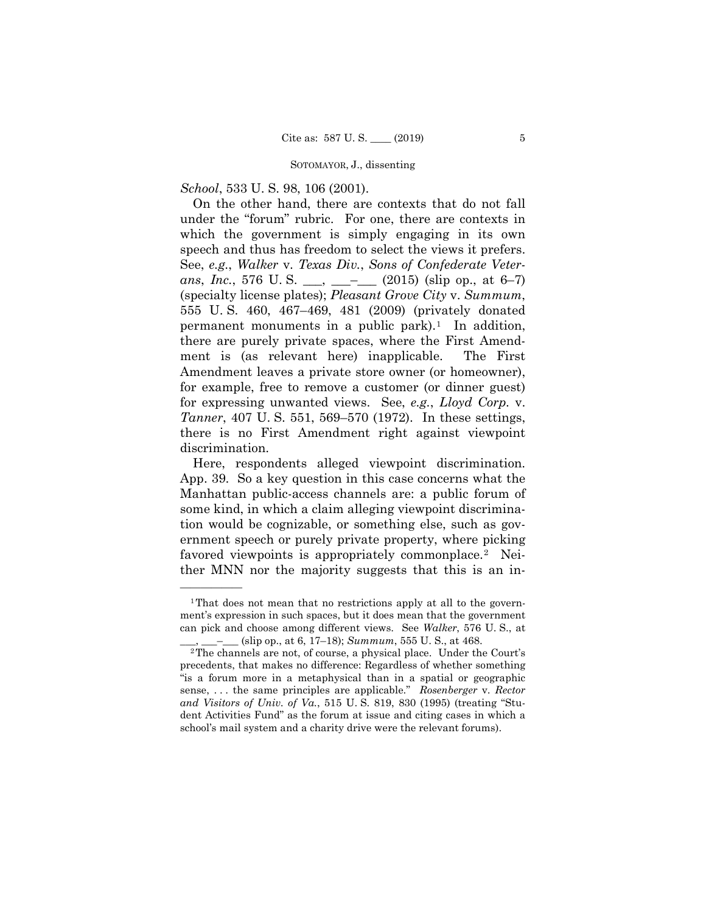*School*, 533 U. S. 98, 106 (2001).

On the other hand, there are contexts that do not fall under the "forum" rubric. For one, there are contexts in which the government is simply engaging in its own speech and thus has freedom to select the views it prefers. See, *e.g.*, *Walker* v. *Texas Div.*, *Sons of Confederate Veterans*, *Inc.*, 576 U. S. ___, ___–___ (2015) (slip op., at 6–7) (specialty license plates); *Pleasant Grove City* v. *Summum*, 555 U. S. 460, 467–469, 481 (2009) (privately donated permanent monuments in a public park).[1] In addition, there are purely private spaces, where the First Amendment is (as relevant here) inapplicable. The First Amendment leaves a private store owner (or homeowner), for example, free to remove a customer (or dinner guest) for expressing unwanted views. See, *e.g.*, *Lloyd Corp.* v. *Tanner*, 407 U. S. 551, 569–570 (1972). In these settings, there is no First Amendment right against viewpoint discrimination.

Here, respondents alleged viewpoint discrimination. App. 39. So a key question in this case concerns what the Manhattan public-access channels are: a public forum of some kind, in which a claim alleging viewpoint discrimination would be cognizable, or something else, such as government speech or purely private property, where picking favored viewpoints is appropriately commonplace.[2] Neither MNN nor the majority suggests that this is an in-

---

[1] That does not mean that no restrictions apply at all to the government's expression in such spaces, but it does mean that the government can pick and choose among different views. See *Walker*, 576 U. S., at ___, ___–___ (slip op., at 6, 17–18); *Summum*, 555 U. S., at 468.

[2] The channels are not, of course, a physical place. Under the Court's precedents, that makes no difference: Regardless of whether something "is a forum more in a metaphysical than in a spatial or geographic sense, . . . the same principles are applicable." *Rosenberger* v. *Rector and Visitors of Univ. of Va.*, 515 U. S. 819, 830 (1995) (treating "Student Activities Fund" as the forum at issue and citing cases in which a school's mail system and a charity drive were the relevant forums).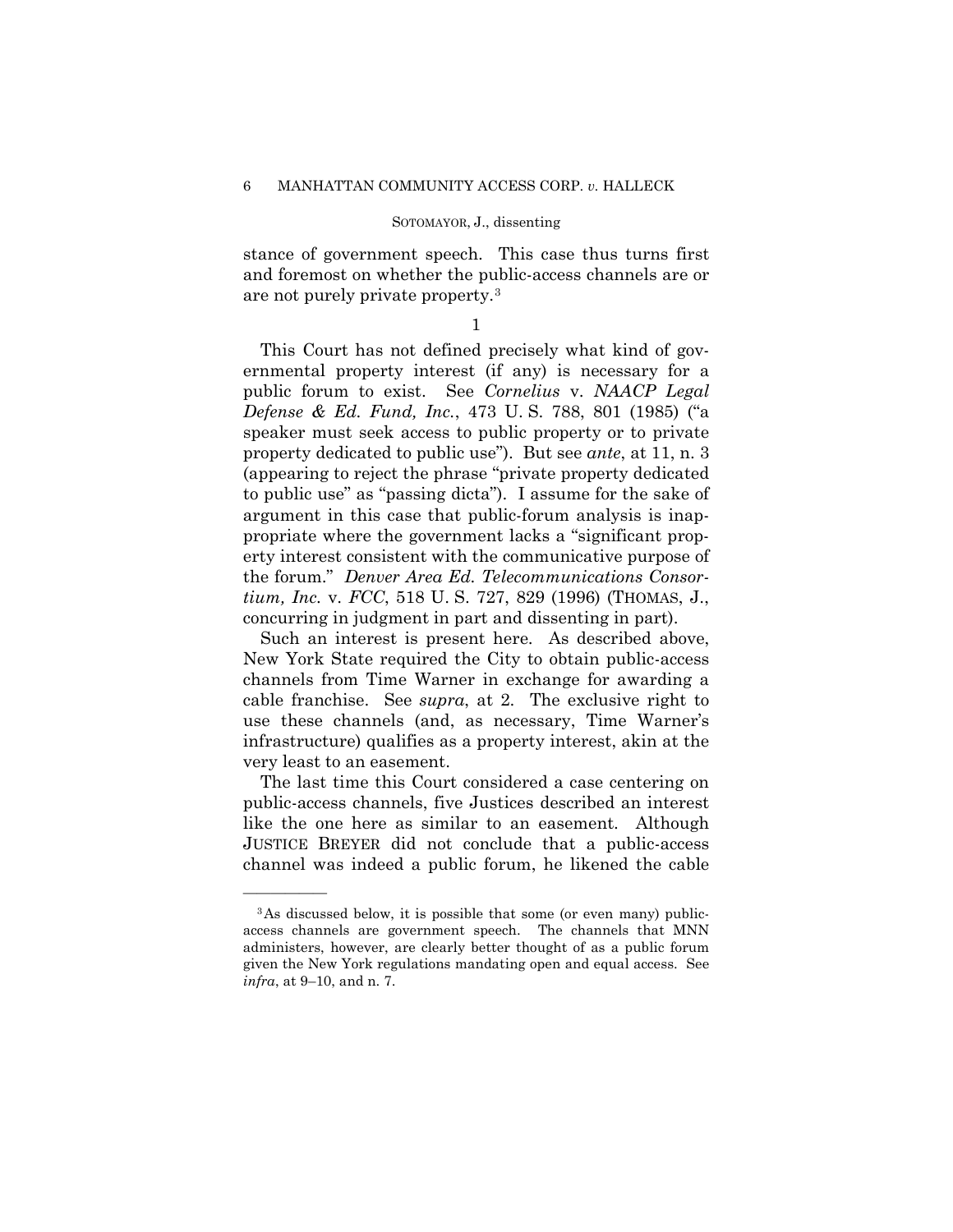stance of government speech. This case thus turns first and foremost on whether the public-access channels are or are not purely private property.[3]

1

This Court has not defined precisely what kind of governmental property interest (if any) is necessary for a public forum to exist. See *Cornelius* v. *NAACP Legal Defense & Ed. Fund, Inc.*, 473 U. S. 788, 801 (1985) ("a speaker must seek access to public property or to private property dedicated to public use"). But see *ante*, at 11, n. 3 (appearing to reject the phrase "private property dedicated to public use" as "passing dicta"). I assume for the sake of argument in this case that public-forum analysis is inappropriate where the government lacks a "significant property interest consistent with the communicative purpose of the forum." *Denver Area Ed. Telecommunications Consortium, Inc.* v. *FCC*, 518 U. S. 727, 829 (1996) (THOMAS, J., concurring in judgment in part and dissenting in part).

Such an interest is present here. As described above, New York State required the City to obtain public-access channels from Time Warner in exchange for awarding a cable franchise. See *supra*, at 2. The exclusive right to use these channels (and, as necessary, Time Warner's infrastructure) qualifies as a property interest, akin at the very least to an easement.

The last time this Court considered a case centering on public-access channels, five Justices described an interest like the one here as similar to an easement. Although JUSTICE BREYER did not conclude that a public-access channel was indeed a public forum, he likened the cable

---

[3] As discussed below, it is possible that some (or even many) public-access channels are government speech. The channels that MNN administers, however, are clearly better thought of as a public forum given the New York regulations mandating open and equal access. See *infra*, at 9–10, and n. 7.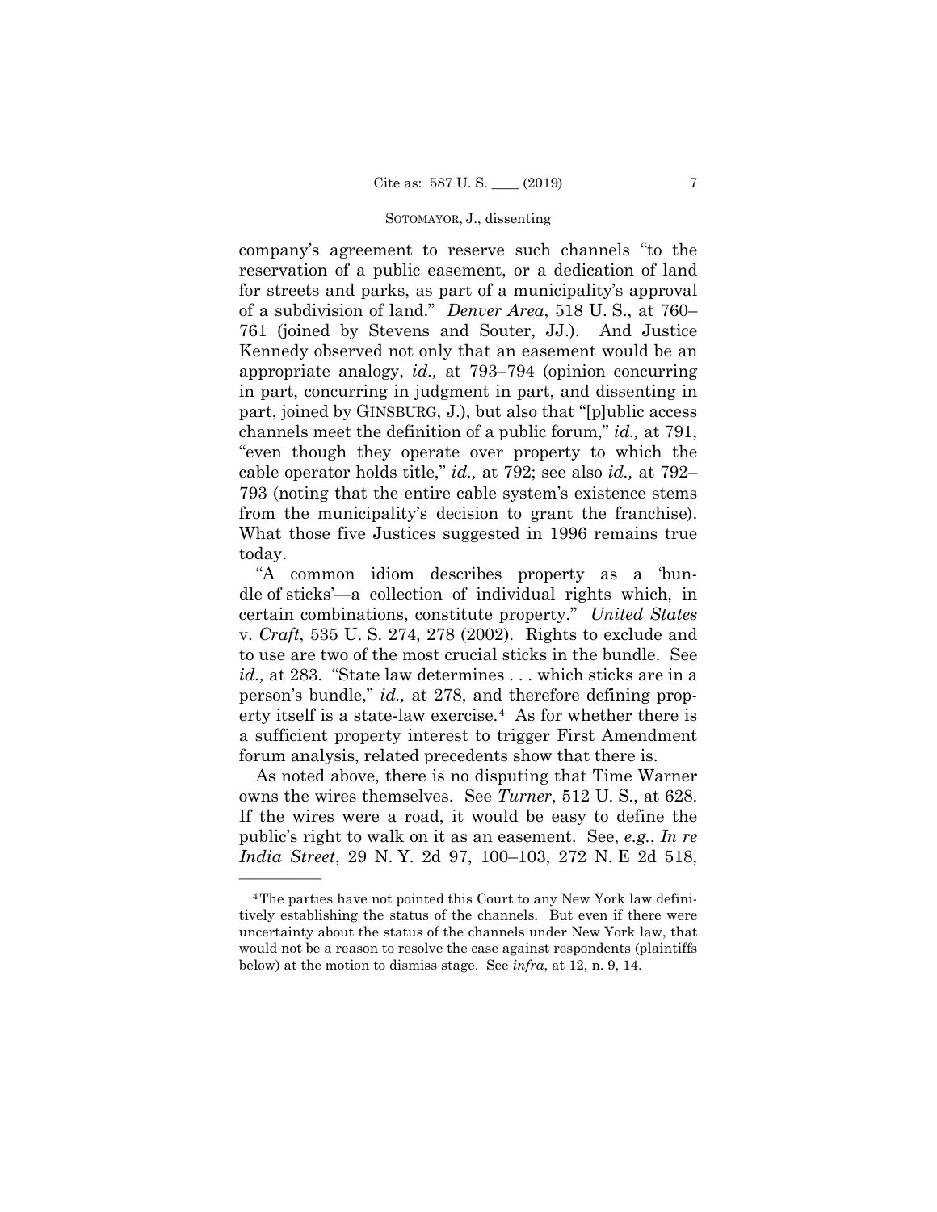company's agreement to reserve such channels "to the reservation of a public easement, or a dedication of land for streets and parks, as part of a municipality's approval of a subdivision of land." *Denver Area*, 518 U. S., at 760–761 (joined by Stevens and Souter, JJ.). And Justice Kennedy observed not only that an easement would be an appropriate analogy, *id.,* at 793–794 (opinion concurring in part, concurring in judgment in part, and dissenting in part, joined by GINSBURG, J.), but also that "[p]ublic access channels meet the definition of a public forum," *id.,* at 791, "even though they operate over property to which the cable operator holds title," *id.,* at 792; see also *id.,* at 792–793 (noting that the entire cable system's existence stems from the municipality's decision to grant the franchise). What those five Justices suggested in 1996 remains true today.

"A common idiom describes property as a 'bundle of sticks'—a collection of individual rights which, in certain combinations, constitute property." *United States* v. *Craft*, 535 U. S. 274, 278 (2002). Rights to exclude and to use are two of the most crucial sticks in the bundle. See *id.,* at 283. "State law determines . . . which sticks are in a person's bundle," *id.,* at 278, and therefore defining property itself is a state-law exercise.[4] As for whether there is a sufficient property interest to trigger First Amendment forum analysis, related precedents show that there is.

As noted above, there is no disputing that Time Warner owns the wires themselves. See *Turner*, 512 U. S., at 628. If the wires were a road, it would be easy to define the public's right to walk on it as an easement. See, *e.g.*, *In re India Street*, 29 N. Y. 2d 97, 100–103, 272 N. E 2d 518,

---

[4] The parties have not pointed this Court to any New York law definitively establishing the status of the channels. But even if there were uncertainty about the status of the channels under New York law, that would not be a reason to resolve the case against respondents (plaintiffs below) at the motion to dismiss stage. See *infra*, at 12, n. 9, 14.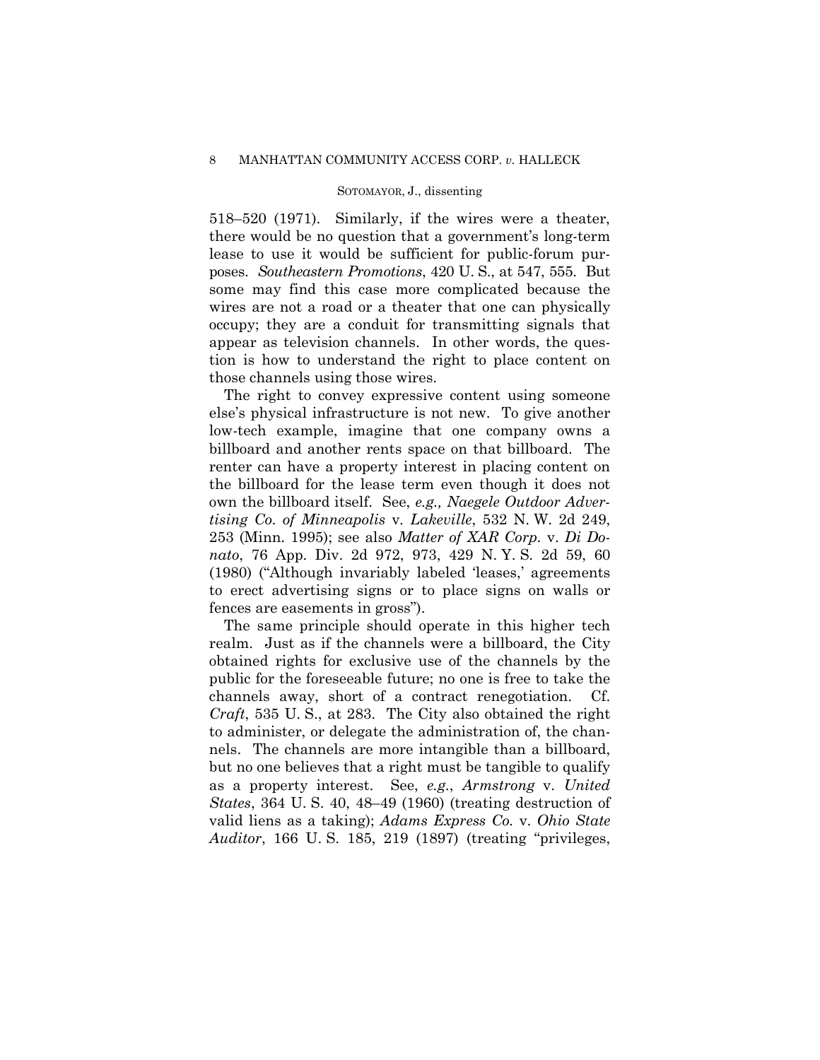518–520 (1971). Similarly, if the wires were a theater, there would be no question that a government's long-term lease to use it would be sufficient for public-forum purposes. *Southeastern Promotions*, 420 U. S., at 547, 555. But some may find this case more complicated because the wires are not a road or a theater that one can physically occupy; they are a conduit for transmitting signals that appear as television channels. In other words, the question is how to understand the right to place content on those channels using those wires.

The right to convey expressive content using someone else's physical infrastructure is not new. To give another low-tech example, imagine that one company owns a billboard and another rents space on that billboard. The renter can have a property interest in placing content on the billboard for the lease term even though it does not own the billboard itself. See, *e.g., Naegele Outdoor Advertising Co. of Minneapolis* v. *Lakeville*, 532 N. W. 2d 249, 253 (Minn. 1995); see also *Matter of XAR Corp.* v. *Di Donato*, 76 App. Div. 2d 972, 973, 429 N. Y. S. 2d 59, 60 (1980) ("Although invariably labeled 'leases,' agreements to erect advertising signs or to place signs on walls or fences are easements in gross").

The same principle should operate in this higher tech realm. Just as if the channels were a billboard, the City obtained rights for exclusive use of the channels by the public for the foreseeable future; no one is free to take the channels away, short of a contract renegotiation. Cf. *Craft*, 535 U. S., at 283. The City also obtained the right to administer, or delegate the administration of, the channels. The channels are more intangible than a billboard, but no one believes that a right must be tangible to qualify as a property interest. See, *e.g.*, *Armstrong* v. *United States*, 364 U. S. 40, 48–49 (1960) (treating destruction of valid liens as a taking); *Adams Express Co.* v. *Ohio State Auditor*, 166 U. S. 185, 219 (1897) (treating "privileges,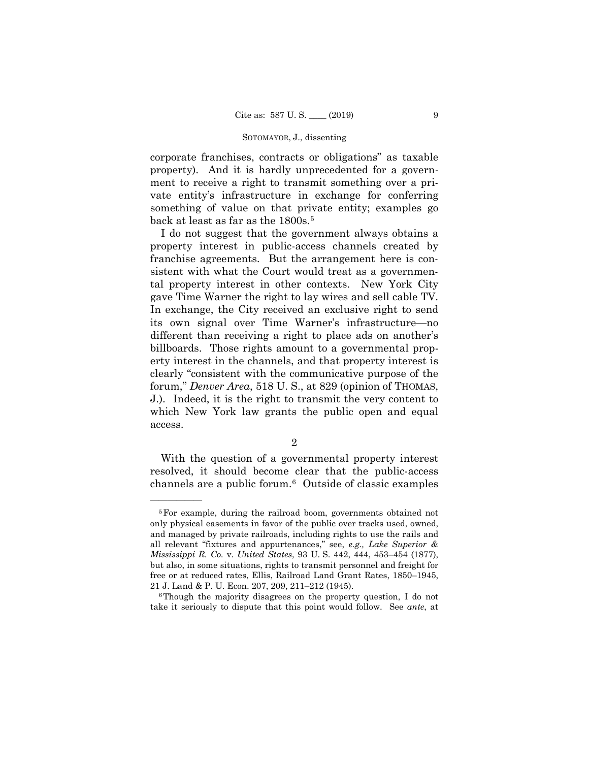corporate franchises, contracts or obligations" as taxable property). And it is hardly unprecedented for a government to receive a right to transmit something over a private entity's infrastructure in exchange for conferring something of value on that private entity; examples go back at least as far as the 1800s.[5]

I do not suggest that the government always obtains a property interest in public-access channels created by franchise agreements. But the arrangement here is consistent with what the Court would treat as a governmental property interest in other contexts. New York City gave Time Warner the right to lay wires and sell cable TV. In exchange, the City received an exclusive right to send its own signal over Time Warner's infrastructure—no different than receiving a right to place ads on another's billboards. Those rights amount to a governmental property interest in the channels, and that property interest is clearly "consistent with the communicative purpose of the forum," *Denver Area*, 518 U. S., at 829 (opinion of THOMAS, J.). Indeed, it is the right to transmit the very content to which New York law grants the public open and equal access.

2

With the question of a governmental property interest resolved, it should become clear that the public-access channels are a public forum.[6] Outside of classic examples

---

[5] For example, during the railroad boom, governments obtained not only physical easements in favor of the public over tracks used, owned, and managed by private railroads, including rights to use the rails and all relevant "fixtures and appurtenances," see, *e.g., Lake Superior & Mississippi R. Co.* v. *United States*, 93 U. S. 442, 444, 453–454 (1877), but also, in some situations, rights to transmit personnel and freight for free or at reduced rates, Ellis, Railroad Land Grant Rates, 1850–1945, 21 J. Land & P. U. Econ. 207, 209, 211–212 (1945).

[6] Though the majority disagrees on the property question, I do not take it seriously to dispute that this point would follow. See *ante*, at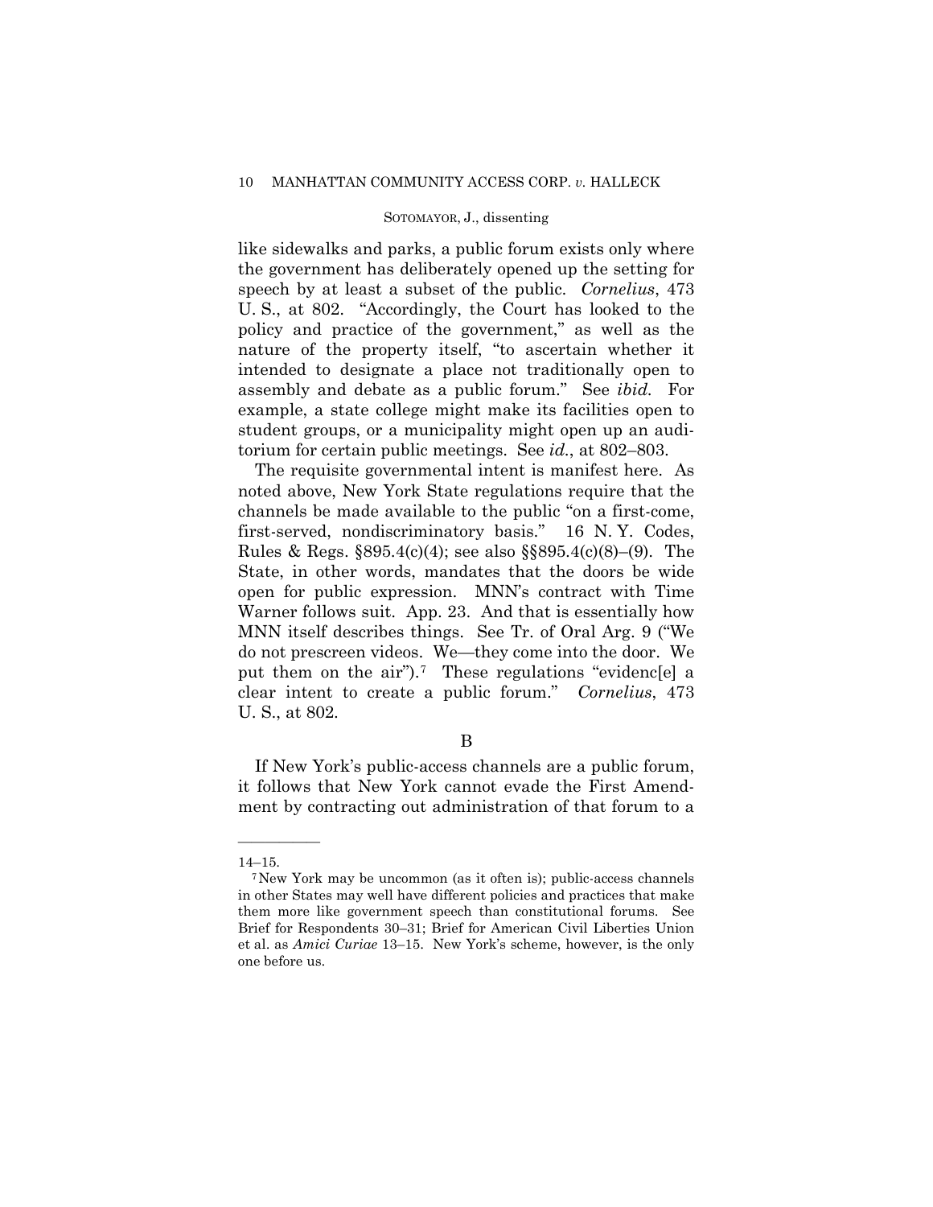like sidewalks and parks, a public forum exists only where the government has deliberately opened up the setting for speech by at least a subset of the public. *Cornelius*, 473 U. S., at 802. "Accordingly, the Court has looked to the policy and practice of the government," as well as the nature of the property itself, "to ascertain whether it intended to designate a place not traditionally open to assembly and debate as a public forum." See *ibid.* For example, a state college might make its facilities open to student groups, or a municipality might open up an auditorium for certain public meetings. See *id.*, at 802–803.

The requisite governmental intent is manifest here. As noted above, New York State regulations require that the channels be made available to the public "on a first-come, first-served, nondiscriminatory basis." 16 N. Y. Codes, Rules & Regs. §895.4(c)(4); see also §§895.4(c)(8)–(9). The State, in other words, mandates that the doors be wide open for public expression. MNN's contract with Time Warner follows suit. App. 23. And that is essentially how MNN itself describes things. See Tr. of Oral Arg. 9 ("We do not prescreen videos. We—they come into the door. We put them on the air").[7] These regulations "evidenc[e] a clear intent to create a public forum." *Cornelius*, 473 U. S., at 802.

B

If New York's public-access channels are a public forum, it follows that New York cannot evade the First Amendment by contracting out administration of that forum to a

---

14–15.

[7] New York may be uncommon (as it often is); public-access channels in other States may well have different policies and practices that make them more like government speech than constitutional forums. See Brief for Respondents 30–31; Brief for American Civil Liberties Union et al. as *Amici Curiae* 13–15. New York's scheme, however, is the only one before us.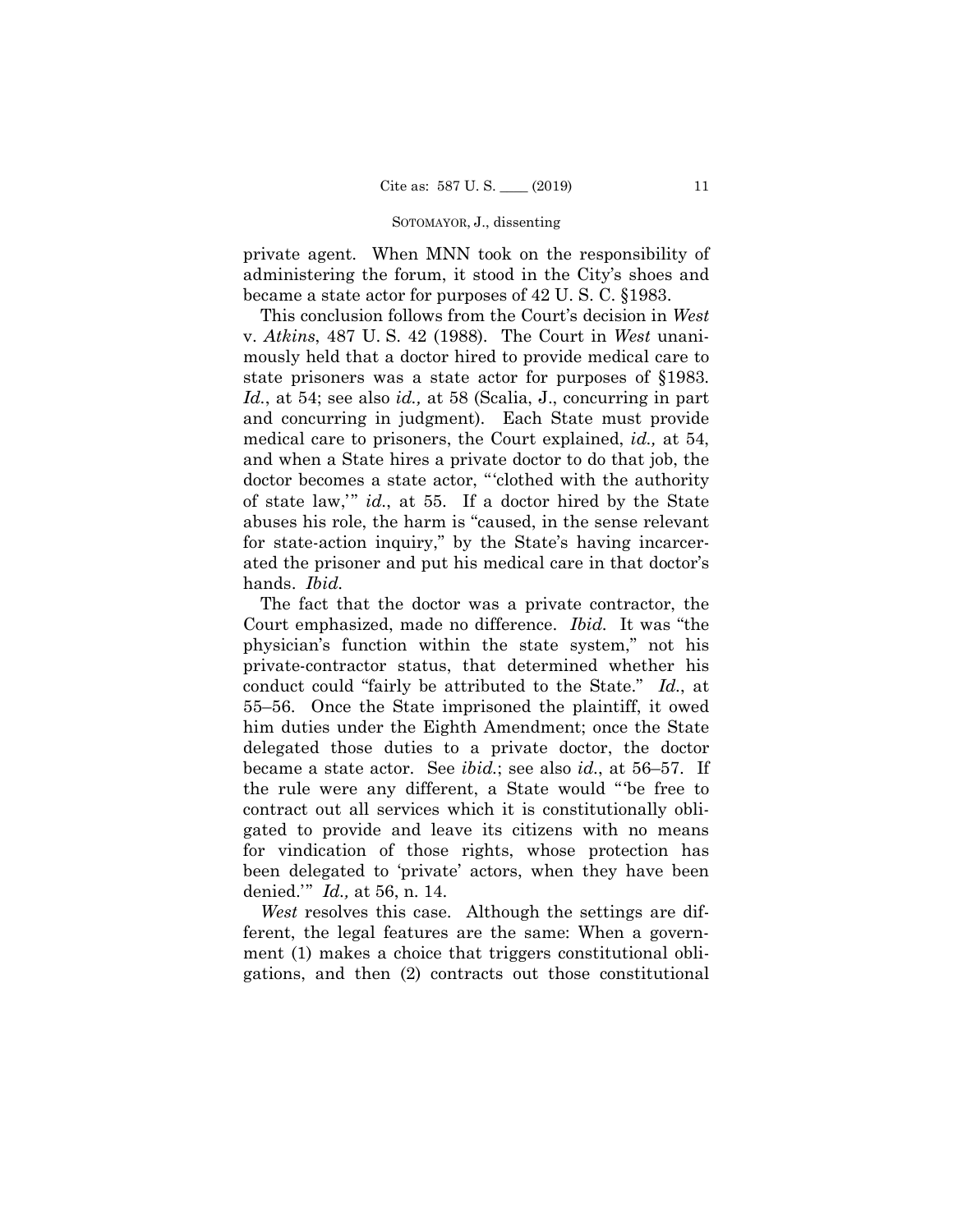private agent. When MNN took on the responsibility of administering the forum, it stood in the City's shoes and became a state actor for purposes of 42 U. S. C. §1983.

This conclusion follows from the Court's decision in *West* v. *Atkins*, 487 U. S. 42 (1988). The Court in *West* unanimously held that a doctor hired to provide medical care to state prisoners was a state actor for purposes of §1983. *Id.*, at 54; see also *id.,* at 58 (Scalia, J., concurring in part and concurring in judgment). Each State must provide medical care to prisoners, the Court explained, *id.,* at 54, and when a State hires a private doctor to do that job, the doctor becomes a state actor, "'clothed with the authority of state law,'" *id.*, at 55. If a doctor hired by the State abuses his role, the harm is "caused, in the sense relevant for state-action inquiry," by the State's having incarcerated the prisoner and put his medical care in that doctor's hands. *Ibid.*

The fact that the doctor was a private contractor, the Court emphasized, made no difference. *Ibid.* It was "the physician's function within the state system," not his private-contractor status, that determined whether his conduct could "fairly be attributed to the State." *Id.*, at 55–56. Once the State imprisoned the plaintiff, it owed him duties under the Eighth Amendment; once the State delegated those duties to a private doctor, the doctor became a state actor. See *ibid.*; see also *id.*, at 56–57. If the rule were any different, a State would "'be free to contract out all services which it is constitutionally obligated to provide and leave its citizens with no means for vindication of those rights, whose protection has been delegated to 'private' actors, when they have been denied.'" *Id.,* at 56, n. 14.

*West* resolves this case. Although the settings are different, the legal features are the same: When a government (1) makes a choice that triggers constitutional obligations, and then (2) contracts out those constitutional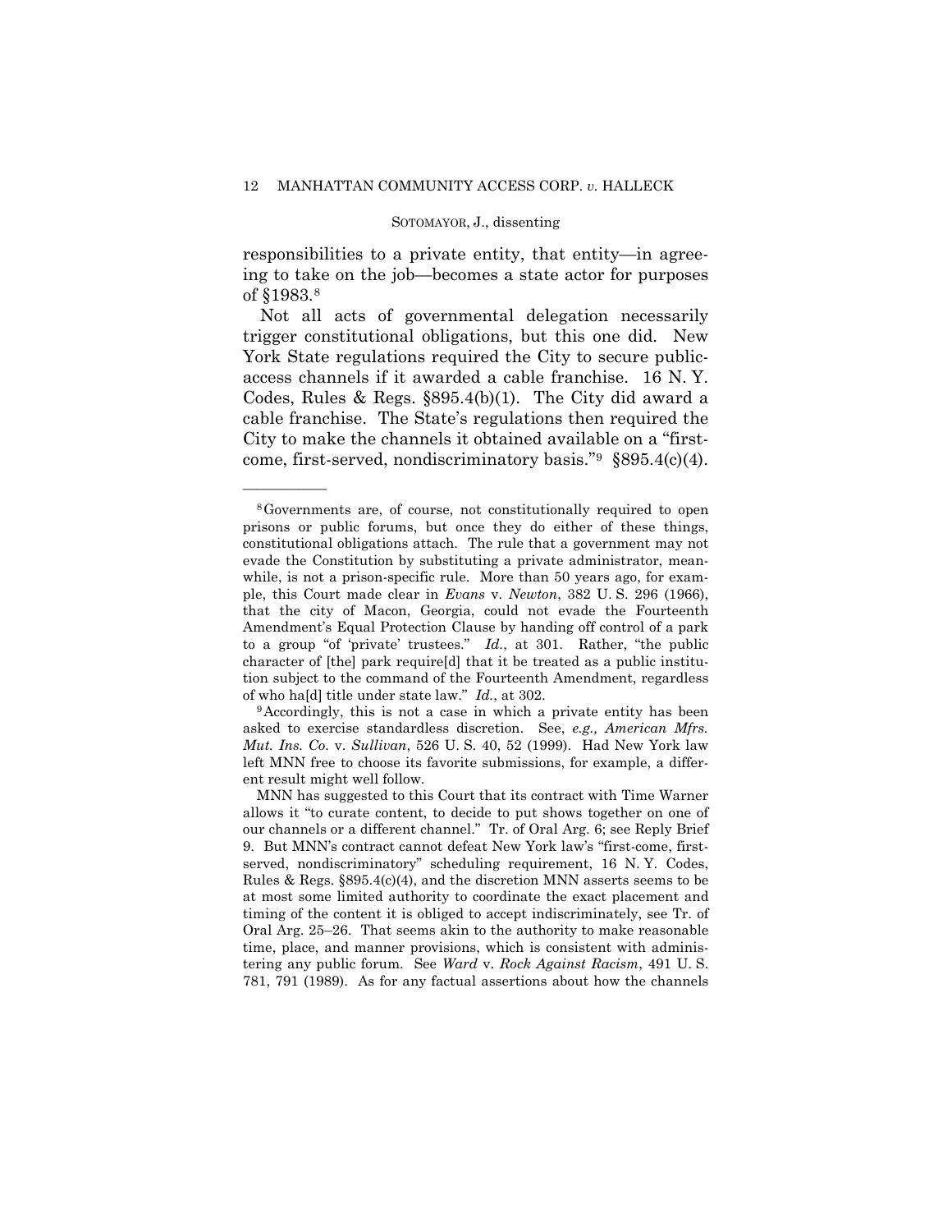responsibilities to a private entity, that entity—in agreeing to take on the job—becomes a state actor for purposes of §1983.[8]

Not all acts of governmental delegation necessarily trigger constitutional obligations, but this one did. New York State regulations required the City to secure public-access channels if it awarded a cable franchise. 16 N. Y. Codes, Rules & Regs. §895.4(b)(1). The City did award a cable franchise. The State's regulations then required the City to make the channels it obtained available on a "first-come, first-served, nondiscriminatory basis."[9] §895.4(c)(4).

---

[8] Governments are, of course, not constitutionally required to open prisons or public forums, but once they do either of these things, constitutional obligations attach. The rule that a government may not evade the Constitution by substituting a private administrator, meanwhile, is not a prison-specific rule. More than 50 years ago, for example, this Court made clear in *Evans* v. *Newton*, 382 U. S. 296 (1966), that the city of Macon, Georgia, could not evade the Fourteenth Amendment's Equal Protection Clause by handing off control of a park to a group "of 'private' trustees." *Id.*, at 301. Rather, "the public character of [the] park require[d] that it be treated as a public institution subject to the command of the Fourteenth Amendment, regardless of who ha[d] title under state law." *Id.*, at 302.

[9] Accordingly, this is not a case in which a private entity has been asked to exercise standardless discretion. See, *e.g., American Mfrs. Mut. Ins. Co.* v. *Sullivan*, 526 U. S. 40, 52 (1999). Had New York law left MNN free to choose its favorite submissions, for example, a different result might well follow.

MNN has suggested to this Court that its contract with Time Warner allows it "to curate content, to decide to put shows together on one of our channels or a different channel." Tr. of Oral Arg. 6; see Reply Brief 9. But MNN's contract cannot defeat New York law's "first-come, first-served, nondiscriminatory" scheduling requirement, 16 N. Y. Codes, Rules & Regs. §895.4(c)(4), and the discretion MNN asserts seems to be at most some limited authority to coordinate the exact placement and timing of the content it is obliged to accept indiscriminately, see Tr. of Oral Arg. 25–26. That seems akin to the authority to make reasonable time, place, and manner provisions, which is consistent with administering any public forum. See *Ward* v. *Rock Against Racism*, 491 U. S. 781, 791 (1989). As for any factual assertions about how the channels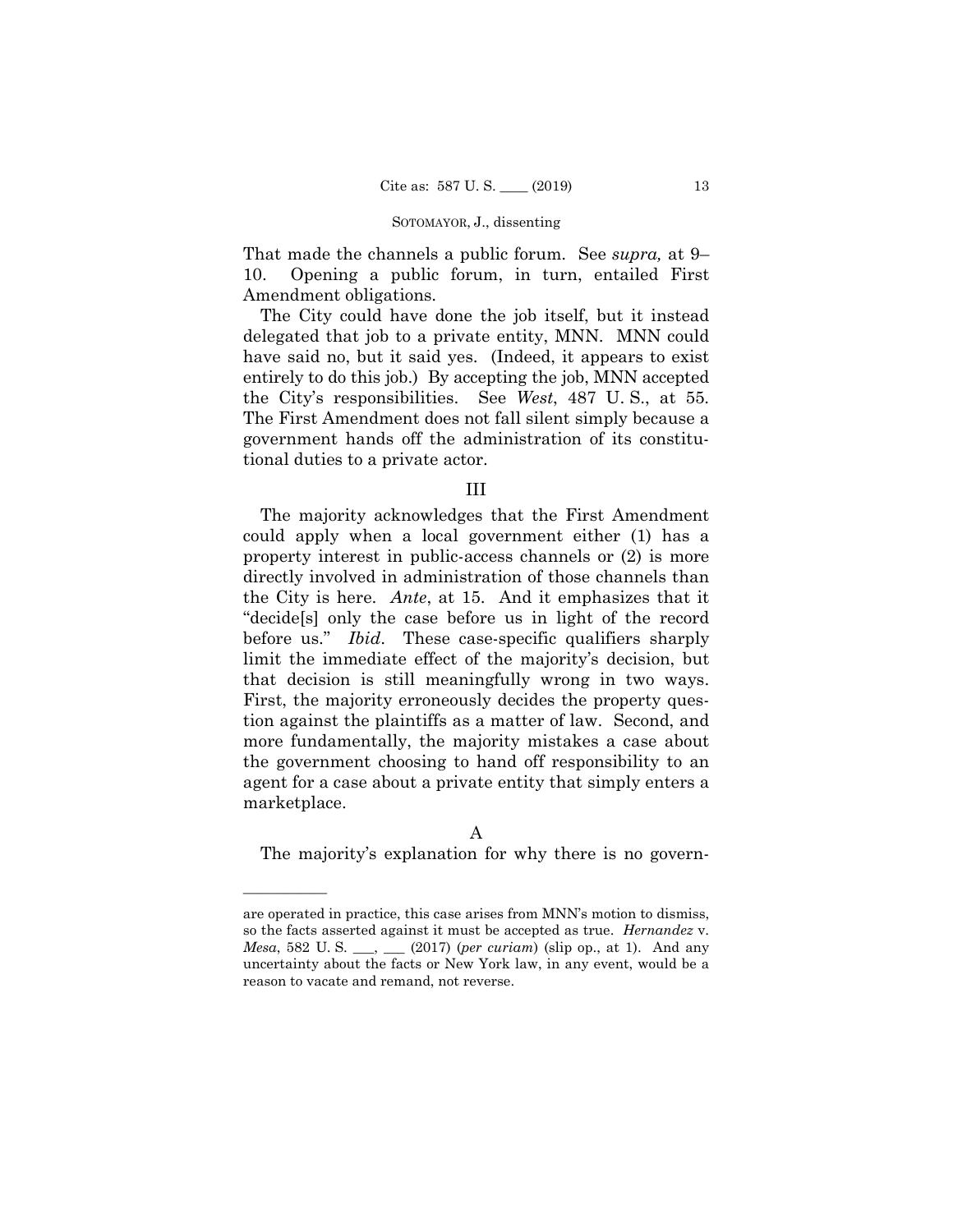That made the channels a public forum. See *supra,* at 9–10. Opening a public forum, in turn, entailed First Amendment obligations.

The City could have done the job itself, but it instead delegated that job to a private entity, MNN. MNN could have said no, but it said yes. (Indeed, it appears to exist entirely to do this job.) By accepting the job, MNN accepted the City's responsibilities. See *West*, 487 U. S., at 55. The First Amendment does not fall silent simply because a government hands off the administration of its constitutional duties to a private actor.

## III

The majority acknowledges that the First Amendment could apply when a local government either (1) has a property interest in public-access channels or (2) is more directly involved in administration of those channels than the City is here. *Ante*, at 15. And it emphasizes that it "decide[s] only the case before us in light of the record before us." *Ibid*. These case-specific qualifiers sharply limit the immediate effect of the majority's decision, but that decision is still meaningfully wrong in two ways. First, the majority erroneously decides the property question against the plaintiffs as a matter of law. Second, and more fundamentally, the majority mistakes a case about the government choosing to hand off responsibility to an agent for a case about a private entity that simply enters a marketplace.

### A

The majority's explanation for why there is no govern-

---

are operated in practice, this case arises from MNN's motion to dismiss, so the facts asserted against it must be accepted as true. *Hernandez* v. *Mesa*, 582 U. S. \_\_\_, \_\_\_ (2017) (*per curiam*) (slip op., at 1). And any uncertainty about the facts or New York law, in any event, would be a reason to vacate and remand, not reverse.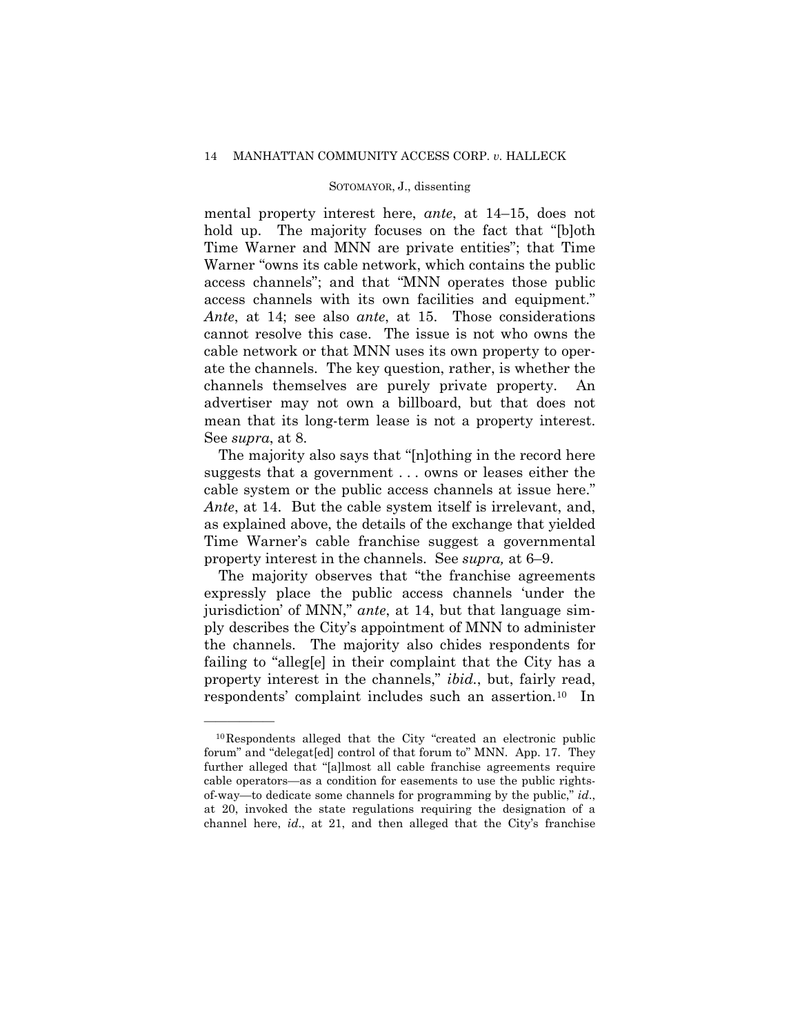mental property interest here, *ante*, at 14–15, does not hold up. The majority focuses on the fact that "[b]oth Time Warner and MNN are private entities"; that Time Warner "owns its cable network, which contains the public access channels"; and that "MNN operates those public access channels with its own facilities and equipment." *Ante*, at 14; see also *ante*, at 15. Those considerations cannot resolve this case. The issue is not who owns the cable network or that MNN uses its own property to operate the channels. The key question, rather, is whether the channels themselves are purely private property. An advertiser may not own a billboard, but that does not mean that its long-term lease is not a property interest. See *supra*, at 8.

The majority also says that "[n]othing in the record here suggests that a government . . . owns or leases either the cable system or the public access channels at issue here." *Ante*, at 14. But the cable system itself is irrelevant, and, as explained above, the details of the exchange that yielded Time Warner's cable franchise suggest a governmental property interest in the channels. See *supra,* at 6–9.

The majority observes that "the franchise agreements expressly place the public access channels 'under the jurisdiction' of MNN," *ante*, at 14, but that language simply describes the City's appointment of MNN to administer the channels. The majority also chides respondents for failing to "alleg[e] in their complaint that the City has a property interest in the channels," *ibid.*, but, fairly read, respondents' complaint includes such an assertion.[10] In

---

[10] Respondents alleged that the City "created an electronic public forum" and "delegat[ed] control of that forum to" MNN. App. 17. They further alleged that "[a]lmost all cable franchise agreements require cable operators—as a condition for easements to use the public rights-of-way—to dedicate some channels for programming by the public," *id*., at 20, invoked the state regulations requiring the designation of a channel here, *id*., at 21, and then alleged that the City's franchise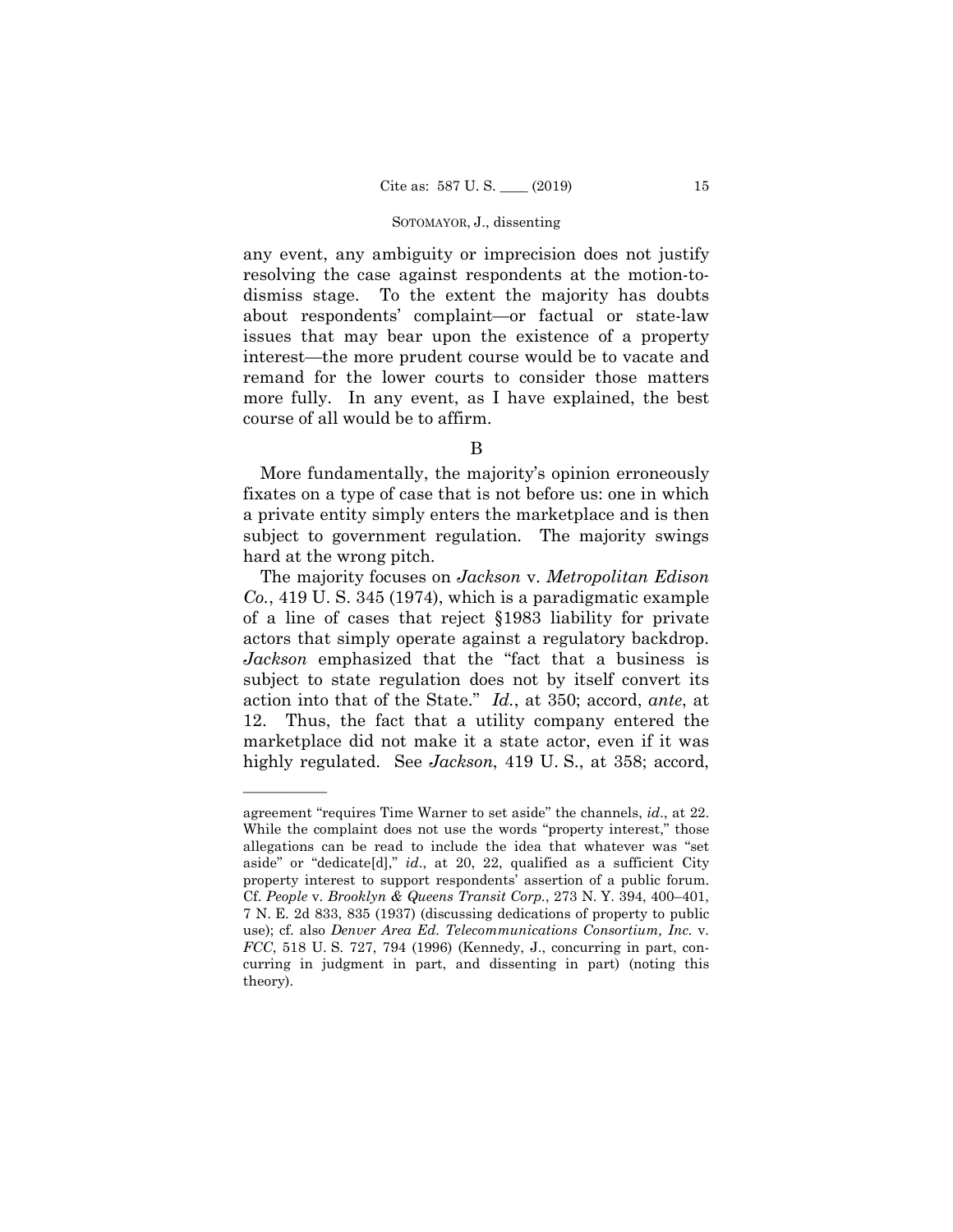any event, any ambiguity or imprecision does not justify resolving the case against respondents at the motion-to-dismiss stage. To the extent the majority has doubts about respondents' complaint—or factual or state-law issues that may bear upon the existence of a property interest—the more prudent course would be to vacate and remand for the lower courts to consider those matters more fully. In any event, as I have explained, the best course of all would be to affirm.

B

More fundamentally, the majority's opinion erroneously fixates on a type of case that is not before us: one in which a private entity simply enters the marketplace and is then subject to government regulation. The majority swings hard at the wrong pitch.

The majority focuses on *Jackson* v. *Metropolitan Edison Co.*, 419 U. S. 345 (1974), which is a paradigmatic example of a line of cases that reject §1983 liability for private actors that simply operate against a regulatory backdrop. *Jackson* emphasized that the "fact that a business is subject to state regulation does not by itself convert its action into that of the State." *Id.*, at 350; accord, *ante*, at 12. Thus, the fact that a utility company entered the marketplace did not make it a state actor, even if it was highly regulated. See *Jackson*, 419 U. S., at 358; accord,

———————

agreement "requires Time Warner to set aside" the channels, *id*., at 22. While the complaint does not use the words "property interest," those allegations can be read to include the idea that whatever was "set aside" or "dedicate[d]," *id*., at 20, 22, qualified as a sufficient City property interest to support respondents' assertion of a public forum. Cf. *People* v. *Brooklyn & Queens Transit Corp.*, 273 N. Y. 394, 400–401, 7 N. E. 2d 833, 835 (1937) (discussing dedications of property to public use); cf. also *Denver Area Ed. Telecommunications Consortium, Inc.* v. *FCC*, 518 U. S. 727, 794 (1996) (Kennedy, J., concurring in part, concurring in judgment in part, and dissenting in part) (noting this theory).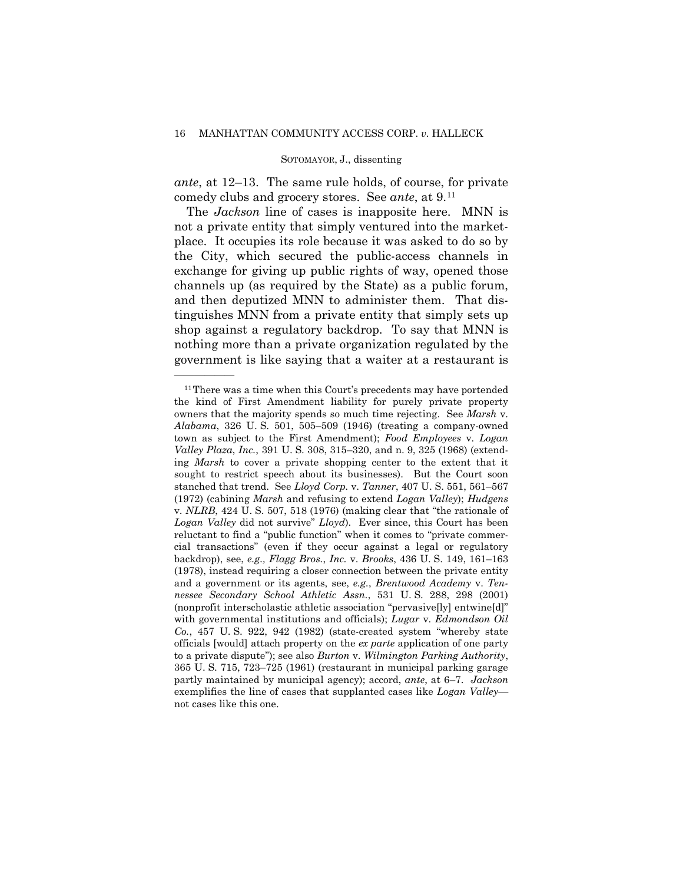*ante*, at 12–13. The same rule holds, of course, for private comedy clubs and grocery stores. See *ante*, at 9.[11]

The *Jackson* line of cases is inapposite here. MNN is not a private entity that simply ventured into the marketplace. It occupies its role because it was asked to do so by the City, which secured the public-access channels in exchange for giving up public rights of way, opened those channels up (as required by the State) as a public forum, and then deputized MNN to administer them. That distinguishes MNN from a private entity that simply sets up shop against a regulatory backdrop. To say that MNN is nothing more than a private organization regulated by the government is like saying that a waiter at a restaurant is

---

[11] There was a time when this Court's precedents may have portended the kind of First Amendment liability for purely private property owners that the majority spends so much time rejecting. See *Marsh* v. *Alabama*, 326 U. S. 501, 505–509 (1946) (treating a company-owned town as subject to the First Amendment); *Food Employees* v. *Logan Valley Plaza*, *Inc.*, 391 U. S. 308, 315–320, and n. 9, 325 (1968) (extending *Marsh* to cover a private shopping center to the extent that it sought to restrict speech about its businesses). But the Court soon stanched that trend. See *Lloyd Corp.* v. *Tanner*, 407 U. S. 551, 561–567 (1972) (cabining *Marsh* and refusing to extend *Logan Valley*); *Hudgens* v. *NLRB*, 424 U. S. 507, 518 (1976) (making clear that "the rationale of *Logan Valley* did not survive" *Lloyd*). Ever since, this Court has been reluctant to find a "public function" when it comes to "private commercial transactions" (even if they occur against a legal or regulatory backdrop), see, *e.g., Flagg Bros.*, *Inc.* v. *Brooks*, 436 U. S. 149, 161–163 (1978), instead requiring a closer connection between the private entity and a government or its agents, see, *e.g.*, *Brentwood Academy* v. *Tennessee Secondary School Athletic Assn.*, 531 U. S. 288, 298 (2001) (nonprofit interscholastic athletic association "pervasive[ly] entwine[d]" with governmental institutions and officials); *Lugar* v. *Edmondson Oil Co.*, 457 U. S. 922, 942 (1982) (state-created system "whereby state officials [would] attach property on the *ex parte* application of one party to a private dispute"); see also *Burton* v. *Wilmington Parking Authority*, 365 U. S. 715, 723–725 (1961) (restaurant in municipal parking garage partly maintained by municipal agency); accord, *ante*, at 6–7. *Jackson* exemplifies the line of cases that supplanted cases like *Logan Valley*—not cases like this one.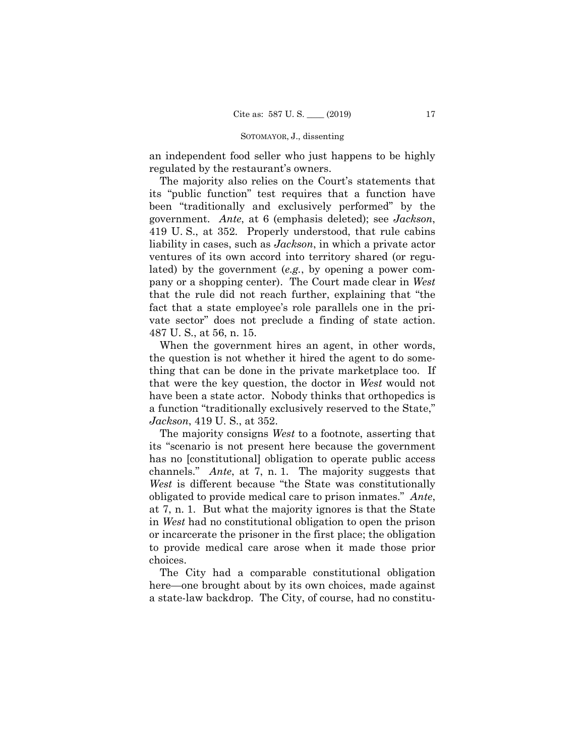an independent food seller who just happens to be highly regulated by the restaurant's owners.

The majority also relies on the Court's statements that its "public function" test requires that a function have been "traditionally and exclusively performed" by the government. *Ante*, at 6 (emphasis deleted); see *Jackson*, 419 U. S., at 352. Properly understood, that rule cabins liability in cases, such as *Jackson*, in which a private actor ventures of its own accord into territory shared (or regulated) by the government (*e.g.*, by opening a power company or a shopping center). The Court made clear in *West* that the rule did not reach further, explaining that "the fact that a state employee's role parallels one in the private sector" does not preclude a finding of state action. 487 U. S., at 56, n. 15.

When the government hires an agent, in other words, the question is not whether it hired the agent to do something that can be done in the private marketplace too. If that were the key question, the doctor in *West* would not have been a state actor. Nobody thinks that orthopedics is a function "traditionally exclusively reserved to the State," *Jackson*, 419 U. S., at 352.

The majority consigns *West* to a footnote, asserting that its "scenario is not present here because the government has no [constitutional] obligation to operate public access channels." *Ante*, at 7, n. 1. The majority suggests that *West* is different because "the State was constitutionally obligated to provide medical care to prison inmates." *Ante*, at 7, n. 1. But what the majority ignores is that the State in *West* had no constitutional obligation to open the prison or incarcerate the prisoner in the first place; the obligation to provide medical care arose when it made those prior choices.

The City had a comparable constitutional obligation here—one brought about by its own choices, made against a state-law backdrop. The City, of course, had no constitu-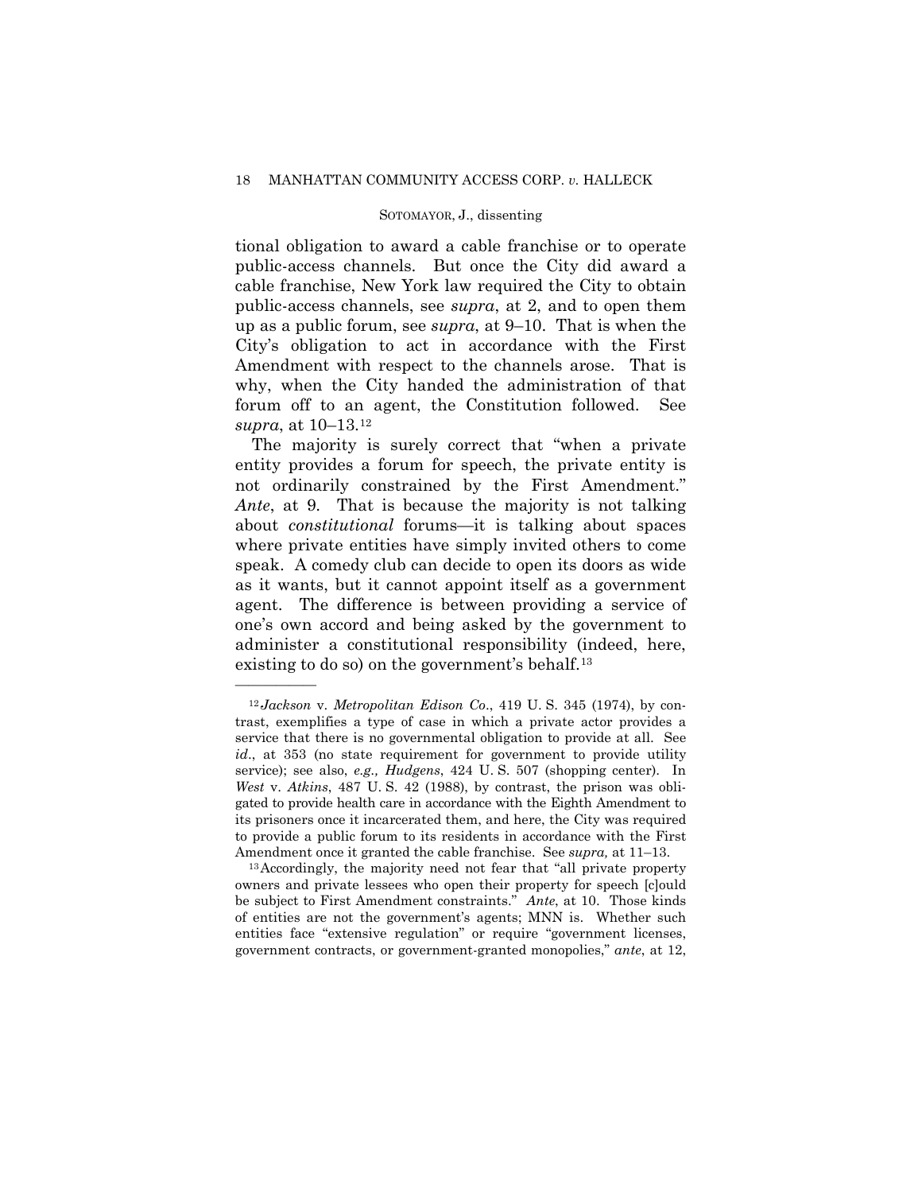tional obligation to award a cable franchise or to operate public-access channels. But once the City did award a cable franchise, New York law required the City to obtain public-access channels, see *supra*, at 2, and to open them up as a public forum, see *supra*, at 9–10. That is when the City's obligation to act in accordance with the First Amendment with respect to the channels arose. That is why, when the City handed the administration of that forum off to an agent, the Constitution followed. See *supra*, at 10–13.[12]

The majority is surely correct that "when a private entity provides a forum for speech, the private entity is not ordinarily constrained by the First Amendment." *Ante*, at 9. That is because the majority is not talking about *constitutional* forums—it is talking about spaces where private entities have simply invited others to come speak. A comedy club can decide to open its doors as wide as it wants, but it cannot appoint itself as a government agent. The difference is between providing a service of one's own accord and being asked by the government to administer a constitutional responsibility (indeed, here, existing to do so) on the government's behalf.[13]

---

[12] *Jackson* v. *Metropolitan Edison Co*., 419 U. S. 345 (1974), by contrast, exemplifies a type of case in which a private actor provides a service that there is no governmental obligation to provide at all. See *id*., at 353 (no state requirement for government to provide utility service); see also, *e.g., Hudgens*, 424 U. S. 507 (shopping center). In *West* v. *Atkins*, 487 U. S. 42 (1988), by contrast, the prison was obligated to provide health care in accordance with the Eighth Amendment to its prisoners once it incarcerated them, and here, the City was required to provide a public forum to its residents in accordance with the First Amendment once it granted the cable franchise. See *supra,* at 11–13.

[13] Accordingly, the majority need not fear that "all private property owners and private lessees who open their property for speech [c]ould be subject to First Amendment constraints." *Ante*, at 10. Those kinds of entities are not the government's agents; MNN is. Whether such entities face "extensive regulation" or require "government licenses, government contracts, or government-granted monopolies," *ante*, at 12,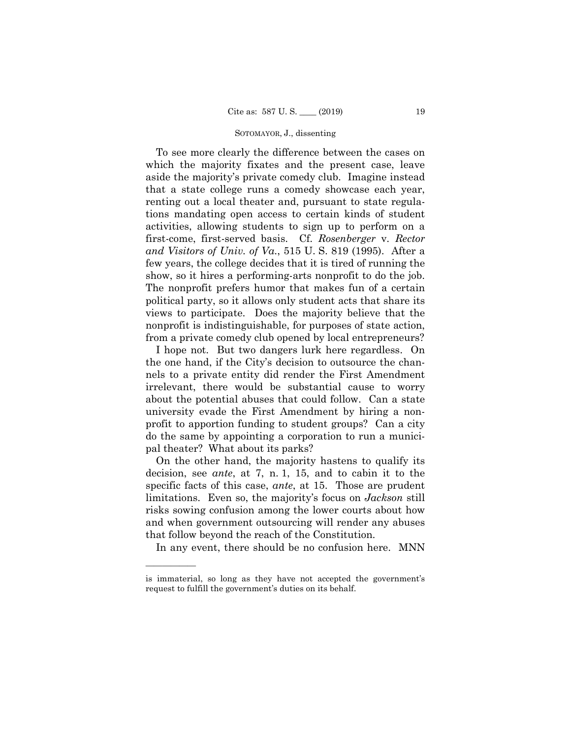To see more clearly the difference between the cases on which the majority fixates and the present case, leave aside the majority's private comedy club. Imagine instead that a state college runs a comedy showcase each year, renting out a local theater and, pursuant to state regulations mandating open access to certain kinds of student activities, allowing students to sign up to perform on a first-come, first-served basis. Cf. *Rosenberger* v. *Rector and Visitors of Univ. of Va.*, 515 U. S. 819 (1995). After a few years, the college decides that it is tired of running the show, so it hires a performing-arts nonprofit to do the job. The nonprofit prefers humor that makes fun of a certain political party, so it allows only student acts that share its views to participate. Does the majority believe that the nonprofit is indistinguishable, for purposes of state action, from a private comedy club opened by local entrepreneurs?

I hope not. But two dangers lurk here regardless. On the one hand, if the City's decision to outsource the channels to a private entity did render the First Amendment irrelevant, there would be substantial cause to worry about the potential abuses that could follow. Can a state university evade the First Amendment by hiring a nonprofit to apportion funding to student groups? Can a city do the same by appointing a corporation to run a municipal theater? What about its parks?

On the other hand, the majority hastens to qualify its decision, see *ante*, at 7, n. 1, 15, and to cabin it to the specific facts of this case, *ante*, at 15. Those are prudent limitations. Even so, the majority's focus on *Jackson* still risks sowing confusion among the lower courts about how and when government outsourcing will render any abuses that follow beyond the reach of the Constitution.

In any event, there should be no confusion here. MNN

---

is immaterial, so long as they have not accepted the government's request to fulfill the government's duties on its behalf.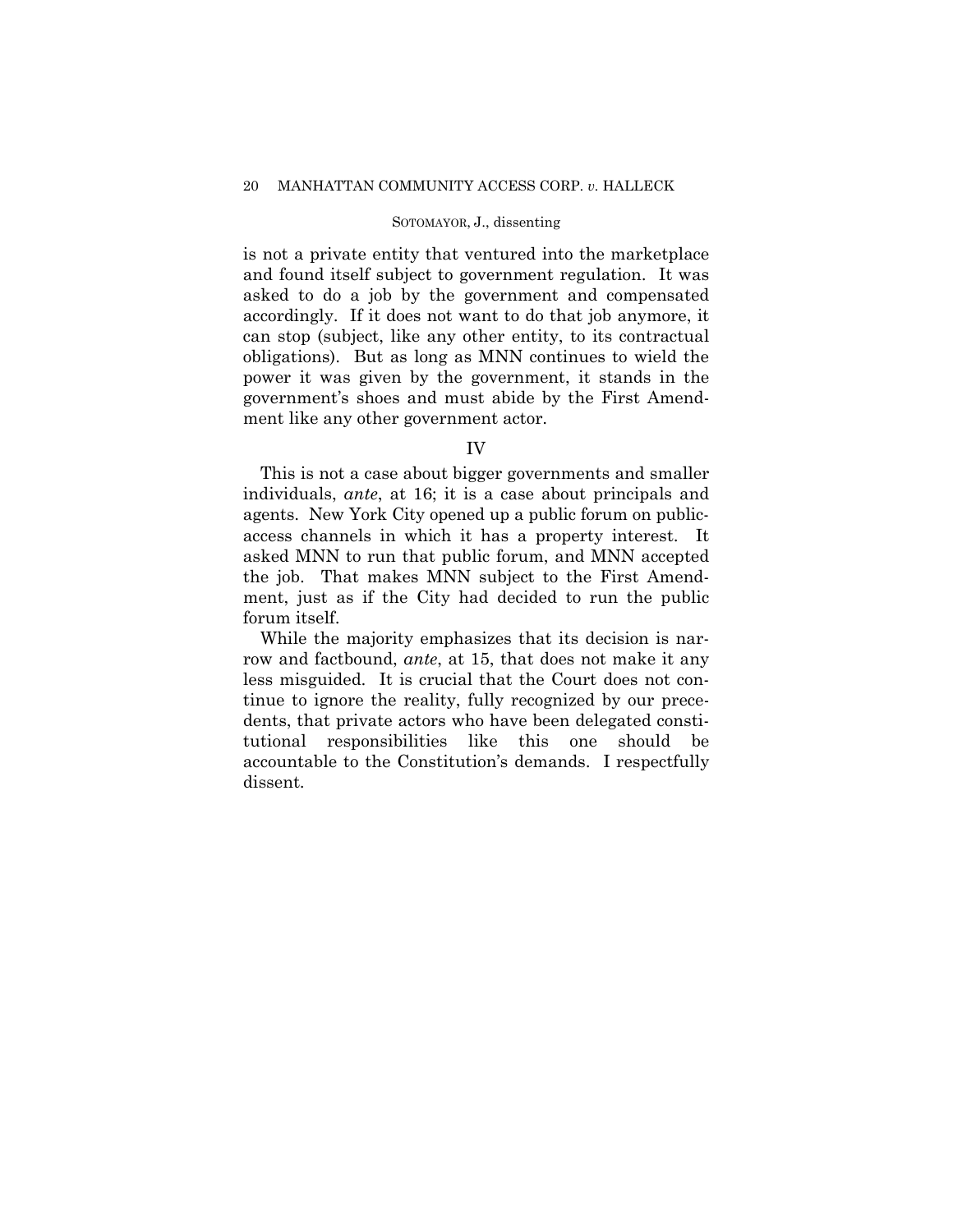is not a private entity that ventured into the marketplace and found itself subject to government regulation. It was asked to do a job by the government and compensated accordingly. If it does not want to do that job anymore, it can stop (subject, like any other entity, to its contractual obligations). But as long as MNN continues to wield the power it was given by the government, it stands in the government's shoes and must abide by the First Amendment like any other government actor.

## IV

This is not a case about bigger governments and smaller individuals, *ante*, at 16; it is a case about principals and agents. New York City opened up a public forum on public-access channels in which it has a property interest. It asked MNN to run that public forum, and MNN accepted the job. That makes MNN subject to the First Amendment, just as if the City had decided to run the public forum itself.

While the majority emphasizes that its decision is narrow and factbound, *ante*, at 15, that does not make it any less misguided. It is crucial that the Court does not continue to ignore the reality, fully recognized by our precedents, that private actors who have been delegated constitutional responsibilities like this one should be accountable to the Constitution's demands. I respectfully dissent.